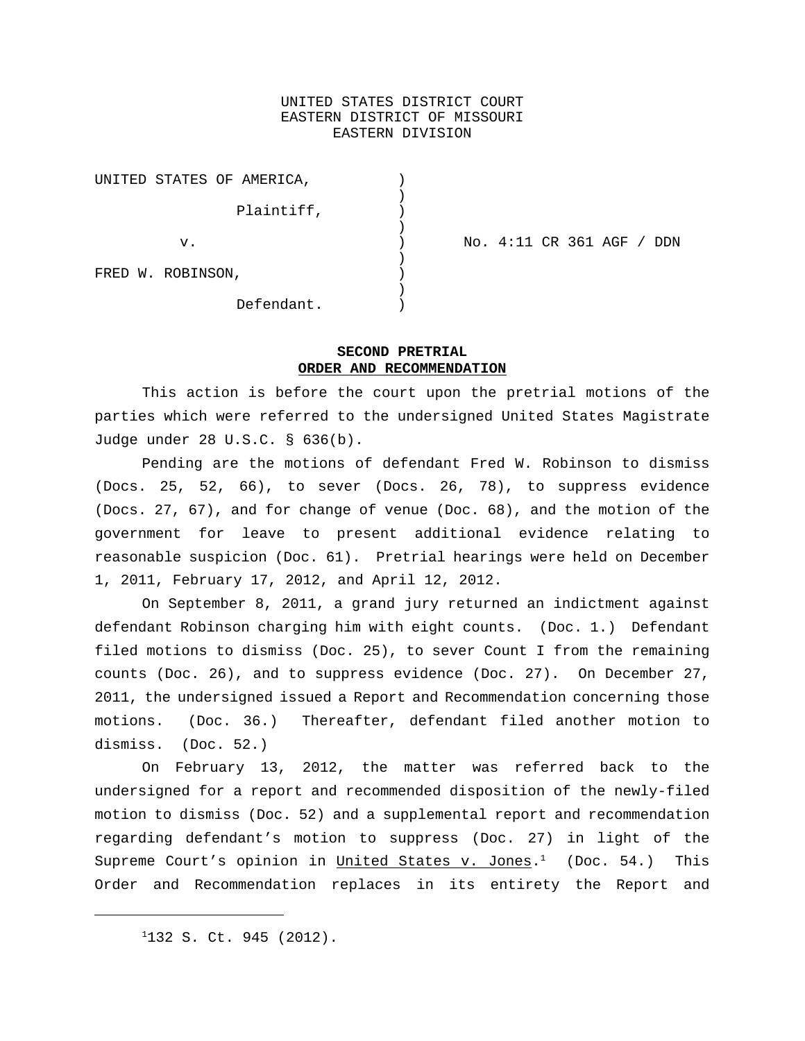UNITED STATES DISTRICT COURT
EASTERN DISTRICT OF MISSOURI
EASTERN DIVISION

| | | |
|---|---|---|
| UNITED STATES OF AMERICA, | ) | |
| Plaintiff, | ) | |
| v. | ) | No. 4:11 CR 361 AGF / DDN |
| FRED W. ROBINSON, | ) | |
| Defendant. | ) | |

**SECOND PRETRIAL**
**ORDER AND RECOMMENDATION**

This action is before the court upon the pretrial motions of the parties which were referred to the undersigned United States Magistrate Judge under 28 U.S.C. § 636(b).

Pending are the motions of defendant Fred W. Robinson to dismiss (Docs. 25, 52, 66), to sever (Docs. 26, 78), to suppress evidence (Docs. 27, 67), and for change of venue (Doc. 68), and the motion of the government for leave to present additional evidence relating to reasonable suspicion (Doc. 61). Pretrial hearings were held on December 1, 2011, February 17, 2012, and April 12, 2012.

On September 8, 2011, a grand jury returned an indictment against defendant Robinson charging him with eight counts. (Doc. 1.) Defendant filed motions to dismiss (Doc. 25), to sever Count I from the remaining counts (Doc. 26), and to suppress evidence (Doc. 27). On December 27, 2011, the undersigned issued a Report and Recommendation concerning those motions. (Doc. 36.) Thereafter, defendant filed another motion to dismiss. (Doc. 52.)

On February 13, 2012, the matter was referred back to the undersigned for a report and recommended disposition of the newly-filed motion to dismiss (Doc. 52) and a supplemental report and recommendation regarding defendant's motion to suppress (Doc. 27) in light of the Supreme Court's opinion in United States v. Jones.[1] (Doc. 54.) This Order and Recommendation replaces in its entirety the Report and

[1] 132 S. Ct. 945 (2012).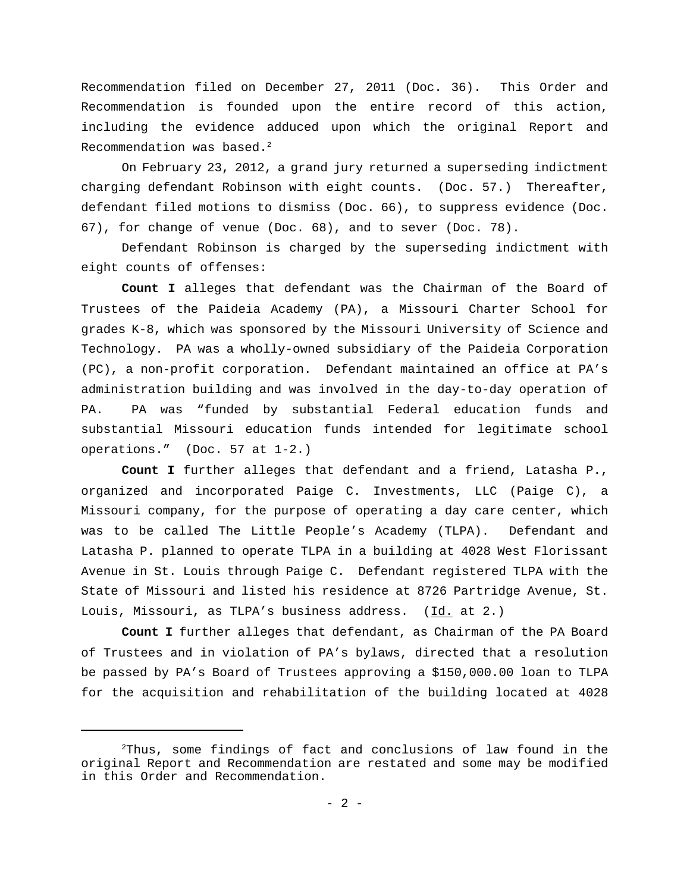Recommendation filed on December 27, 2011 (Doc. 36). This Order and Recommendation is founded upon the entire record of this action, including the evidence adduced upon which the original Report and Recommendation was based.[2]

On February 23, 2012, a grand jury returned a superseding indictment charging defendant Robinson with eight counts. (Doc. 57.) Thereafter, defendant filed motions to dismiss (Doc. 66), to suppress evidence (Doc. 67), for change of venue (Doc. 68), and to sever (Doc. 78).

Defendant Robinson is charged by the superseding indictment with eight counts of offenses:

**Count I** alleges that defendant was the Chairman of the Board of Trustees of the Paideia Academy (PA), a Missouri Charter School for grades K-8, which was sponsored by the Missouri University of Science and Technology. PA was a wholly-owned subsidiary of the Paideia Corporation (PC), a non-profit corporation. Defendant maintained an office at PA's administration building and was involved in the day-to-day operation of PA. PA was "funded by substantial Federal education funds and substantial Missouri education funds intended for legitimate school operations." (Doc. 57 at 1-2.)

**Count I** further alleges that defendant and a friend, Latasha P., organized and incorporated Paige C. Investments, LLC (Paige C), a Missouri company, for the purpose of operating a day care center, which was to be called The Little People's Academy (TLPA). Defendant and Latasha P. planned to operate TLPA in a building at 4028 West Florissant Avenue in St. Louis through Paige C. Defendant registered TLPA with the State of Missouri and listed his residence at 8726 Partridge Avenue, St. Louis, Missouri, as TLPA's business address. (Id. at 2.)

**Count I** further alleges that defendant, as Chairman of the PA Board of Trustees and in violation of PA's bylaws, directed that a resolution be passed by PA's Board of Trustees approving a $150,000.00 loan to TLPA for the acquisition and rehabilitation of the building located at 4028

---

[2]Thus, some findings of fact and conclusions of law found in the original Report and Recommendation are restated and some may be modified in this Order and Recommendation.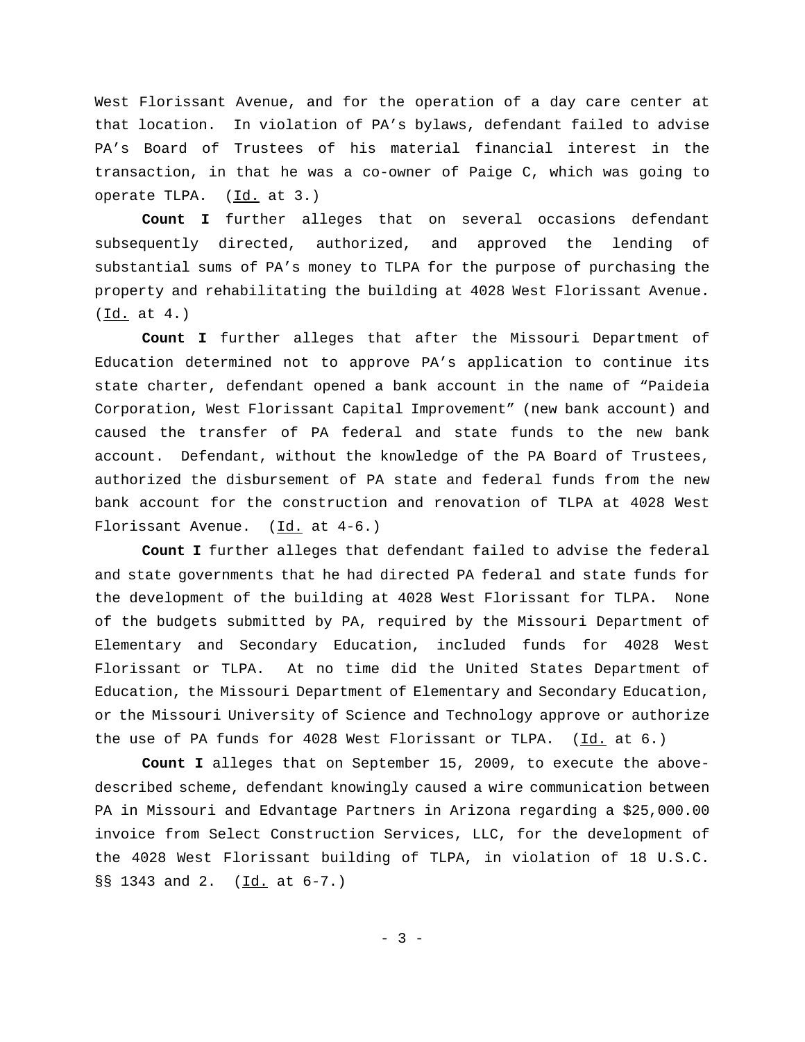West Florissant Avenue, and for the operation of a day care center at that location. In violation of PA's bylaws, defendant failed to advise PA's Board of Trustees of his material financial interest in the transaction, in that he was a co-owner of Paige C, which was going to operate TLPA. (Id. at 3.)

**Count I** further alleges that on several occasions defendant subsequently directed, authorized, and approved the lending of substantial sums of PA's money to TLPA for the purpose of purchasing the property and rehabilitating the building at 4028 West Florissant Avenue. (Id. at 4.)

**Count I** further alleges that after the Missouri Department of Education determined not to approve PA's application to continue its state charter, defendant opened a bank account in the name of "Paideia Corporation, West Florissant Capital Improvement" (new bank account) and caused the transfer of PA federal and state funds to the new bank account. Defendant, without the knowledge of the PA Board of Trustees, authorized the disbursement of PA state and federal funds from the new bank account for the construction and renovation of TLPA at 4028 West Florissant Avenue. (Id. at 4-6.)

**Count I** further alleges that defendant failed to advise the federal and state governments that he had directed PA federal and state funds for the development of the building at 4028 West Florissant for TLPA. None of the budgets submitted by PA, required by the Missouri Department of Elementary and Secondary Education, included funds for 4028 West Florissant or TLPA. At no time did the United States Department of Education, the Missouri Department of Elementary and Secondary Education, or the Missouri University of Science and Technology approve or authorize the use of PA funds for 4028 West Florissant or TLPA. (Id. at 6.)

**Count I** alleges that on September 15, 2009, to execute the above-described scheme, defendant knowingly caused a wire communication between PA in Missouri and Edvantage Partners in Arizona regarding a $25,000.00 invoice from Select Construction Services, LLC, for the development of the 4028 West Florissant building of TLPA, in violation of 18 U.S.C. §§ 1343 and 2. (Id. at 6-7.)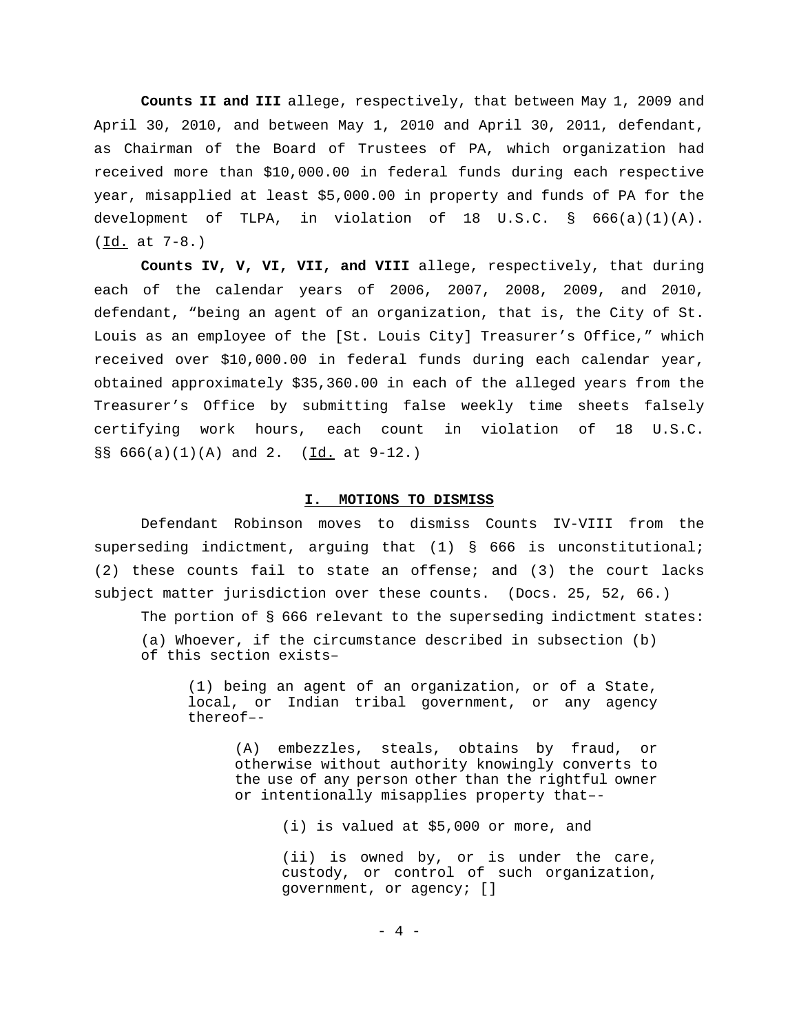**Counts II and III** allege, respectively, that between May 1, 2009 and April 30, 2010, and between May 1, 2010 and April 30, 2011, defendant, as Chairman of the Board of Trustees of PA, which organization had received more than $10,000.00 in federal funds during each respective year, misapplied at least $5,000.00 in property and funds of PA for the development of TLPA, in violation of 18 U.S.C. § 666(a)(1)(A). (Id. at 7-8.)

**Counts IV, V, VI, VII, and VIII** allege, respectively, that during each of the calendar years of 2006, 2007, 2008, 2009, and 2010, defendant, "being an agent of an organization, that is, the City of St. Louis as an employee of the [St. Louis City] Treasurer's Office," which received over $10,000.00 in federal funds during each calendar year, obtained approximately $35,360.00 in each of the alleged years from the Treasurer's Office by submitting false weekly time sheets falsely certifying work hours, each count in violation of 18 U.S.C. §§ 666(a)(1)(A) and 2. (Id. at 9-12.)

## I. MOTIONS TO DISMISS

Defendant Robinson moves to dismiss Counts IV-VIII from the superseding indictment, arguing that (1) § 666 is unconstitutional; (2) these counts fail to state an offense; and (3) the court lacks subject matter jurisdiction over these counts. (Docs. 25, 52, 66.)

The portion of § 666 relevant to the superseding indictment states:

> (a) Whoever, if the circumstance described in subsection (b) of this section exists–
>
> > (1) being an agent of an organization, or of a State, local, or Indian tribal government, or any agency thereof––
> >
> > > (A) embezzles, steals, obtains by fraud, or otherwise without authority knowingly converts to the use of any person other than the rightful owner or intentionally misapplies property that––
> > >
> > > > (i) is valued at $5,000 or more, and
> > > >
> > > > (ii) is owned by, or is under the care, custody, or control of such organization, government, or agency; []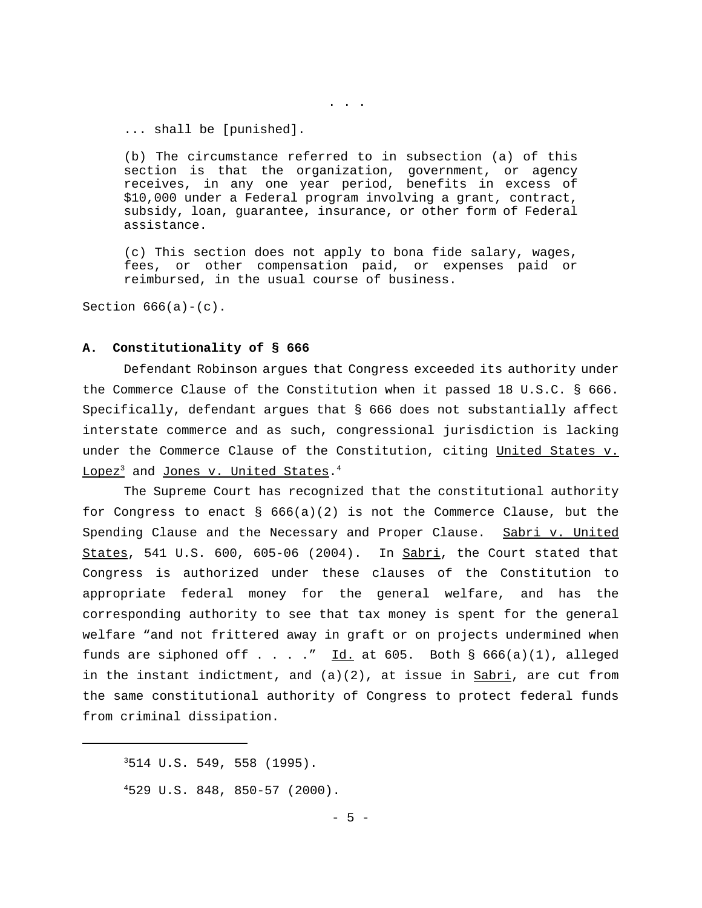. . .

> ... shall be [punished].
>
> (b) The circumstance referred to in subsection (a) of this section is that the organization, government, or agency receives, in any one year period, benefits in excess of $10,000 under a Federal program involving a grant, contract, subsidy, loan, guarantee, insurance, or other form of Federal assistance.
>
> (c) This section does not apply to bona fide salary, wages, fees, or other compensation paid, or expenses paid or reimbursed, in the usual course of business.

Section 666(a)-(c).

**A. Constitutionality of § 666**

Defendant Robinson argues that Congress exceeded its authority under the Commerce Clause of the Constitution when it passed 18 U.S.C. § 666. Specifically, defendant argues that § 666 does not substantially affect interstate commerce and as such, congressional jurisdiction is lacking under the Commerce Clause of the Constitution, citing United States v. Lopez[3] and Jones v. United States.[4]

The Supreme Court has recognized that the constitutional authority for Congress to enact § 666(a)(2) is not the Commerce Clause, but the Spending Clause and the Necessary and Proper Clause. Sabri v. United States, 541 U.S. 600, 605-06 (2004). In Sabri, the Court stated that Congress is authorized under these clauses of the Constitution to appropriate federal money for the general welfare, and has the corresponding authority to see that tax money is spent for the general welfare "and not frittered away in graft or on projects undermined when funds are siphoned off . . . ." Id. at 605. Both § 666(a)(1), alleged in the instant indictment, and (a)(2), at issue in Sabri, are cut from the same constitutional authority of Congress to protect federal funds from criminal dissipation.

---

[3] 514 U.S. 549, 558 (1995).

[4] 529 U.S. 848, 850-57 (2000).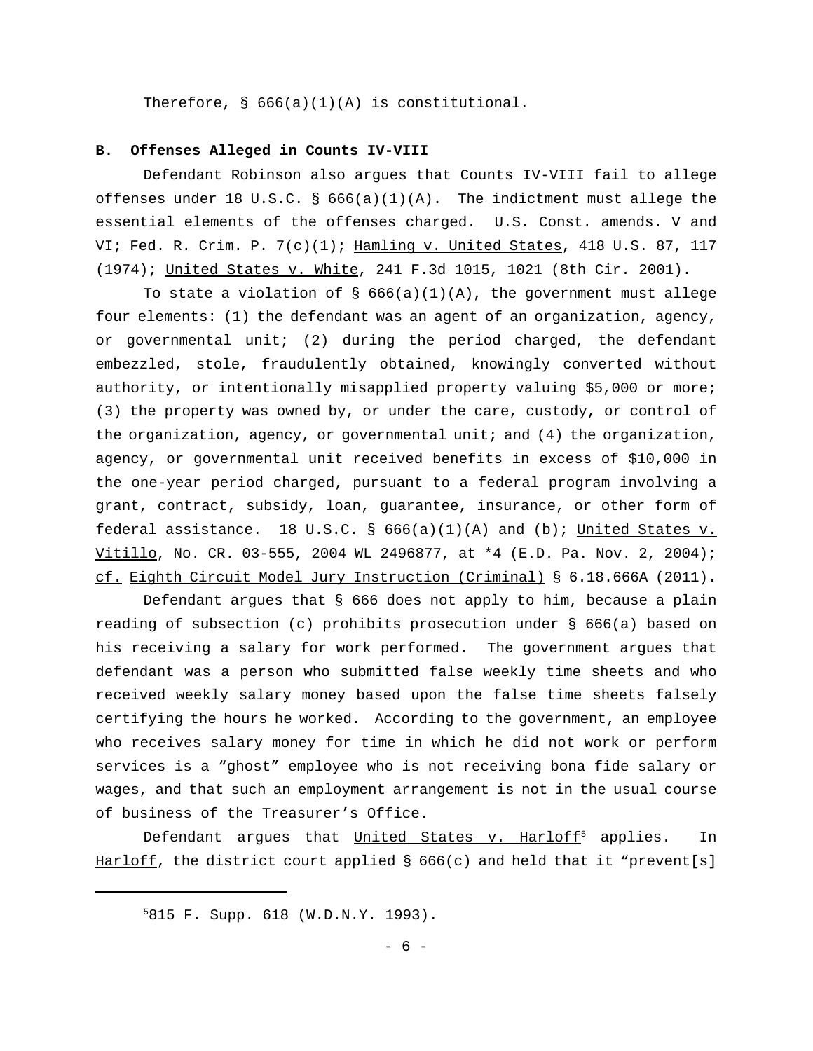Therefore, § 666(a)(1)(A) is constitutional.

**B. Offenses Alleged in Counts IV-VIII**

Defendant Robinson also argues that Counts IV-VIII fail to allege offenses under 18 U.S.C. § 666(a)(1)(A). The indictment must allege the essential elements of the offenses charged. U.S. Const. amends. V and VI; Fed. R. Crim. P. 7(c)(1); Hamling v. United States, 418 U.S. 87, 117 (1974); United States v. White, 241 F.3d 1015, 1021 (8th Cir. 2001).

To state a violation of § 666(a)(1)(A), the government must allege four elements: (1) the defendant was an agent of an organization, agency, or governmental unit; (2) during the period charged, the defendant embezzled, stole, fraudulently obtained, knowingly converted without authority, or intentionally misapplied property valuing $5,000 or more; (3) the property was owned by, or under the care, custody, or control of the organization, agency, or governmental unit; and (4) the organization, agency, or governmental unit received benefits in excess of $10,000 in the one-year period charged, pursuant to a federal program involving a grant, contract, subsidy, loan, guarantee, insurance, or other form of federal assistance. 18 U.S.C. § 666(a)(1)(A) and (b); United States v. Vitillo, No. CR. 03-555, 2004 WL 2496877, at *4 (E.D. Pa. Nov. 2, 2004); cf. Eighth Circuit Model Jury Instruction (Criminal) § 6.18.666A (2011).

Defendant argues that § 666 does not apply to him, because a plain reading of subsection (c) prohibits prosecution under § 666(a) based on his receiving a salary for work performed. The government argues that defendant was a person who submitted false weekly time sheets and who received weekly salary money based upon the false time sheets falsely certifying the hours he worked. According to the government, an employee who receives salary money for time in which he did not work or perform services is a "ghost" employee who is not receiving bona fide salary or wages, and that such an employment arrangement is not in the usual course of business of the Treasurer's Office.

Defendant argues that United States v. Harloff[5] applies. In Harloff, the district court applied § 666(c) and held that it "prevent[s]

[5] 815 F. Supp. 618 (W.D.N.Y. 1993).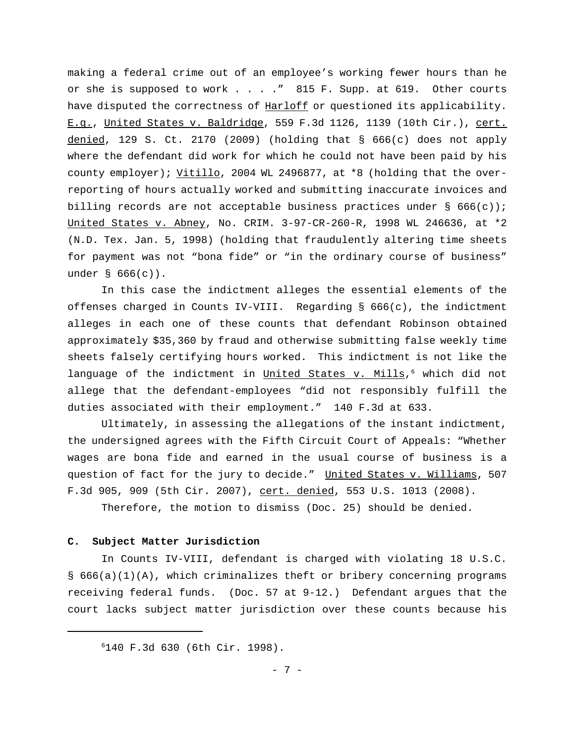making a federal crime out of an employee's working fewer hours than he or she is supposed to work . . . ." 815 F. Supp. at 619. Other courts have disputed the correctness of Harloff or questioned its applicability. E.g., United States v. Baldridge, 559 F.3d 1126, 1139 (10th Cir.), cert. denied, 129 S. Ct. 2170 (2009) (holding that § 666(c) does not apply where the defendant did work for which he could not have been paid by his county employer); Vitillo, 2004 WL 2496877, at *8 (holding that the over-reporting of hours actually worked and submitting inaccurate invoices and billing records are not acceptable business practices under § 666(c)); United States v. Abney, No. CRIM. 3-97-CR-260-R, 1998 WL 246636, at *2 (N.D. Tex. Jan. 5, 1998) (holding that fraudulently altering time sheets for payment was not "bona fide" or "in the ordinary course of business" under § 666(c)).

In this case the indictment alleges the essential elements of the offenses charged in Counts IV-VIII. Regarding § 666(c), the indictment alleges in each one of these counts that defendant Robinson obtained approximately $35,360 by fraud and otherwise submitting false weekly time sheets falsely certifying hours worked. This indictment is not like the language of the indictment in United States v. Mills,[6] which did not allege that the defendant-employees "did not responsibly fulfill the duties associated with their employment." 140 F.3d at 633.

Ultimately, in assessing the allegations of the instant indictment, the undersigned agrees with the Fifth Circuit Court of Appeals: "Whether wages are bona fide and earned in the usual course of business is a question of fact for the jury to decide." United States v. Williams, 507 F.3d 905, 909 (5th Cir. 2007), cert. denied, 553 U.S. 1013 (2008).

Therefore, the motion to dismiss (Doc. 25) should be denied.

**C. Subject Matter Jurisdiction**

In Counts IV-VIII, defendant is charged with violating 18 U.S.C. § 666(a)(1)(A), which criminalizes theft or bribery concerning programs receiving federal funds. (Doc. 57 at 9-12.) Defendant argues that the court lacks subject matter jurisdiction over these counts because his

---

[6] 140 F.3d 630 (6th Cir. 1998).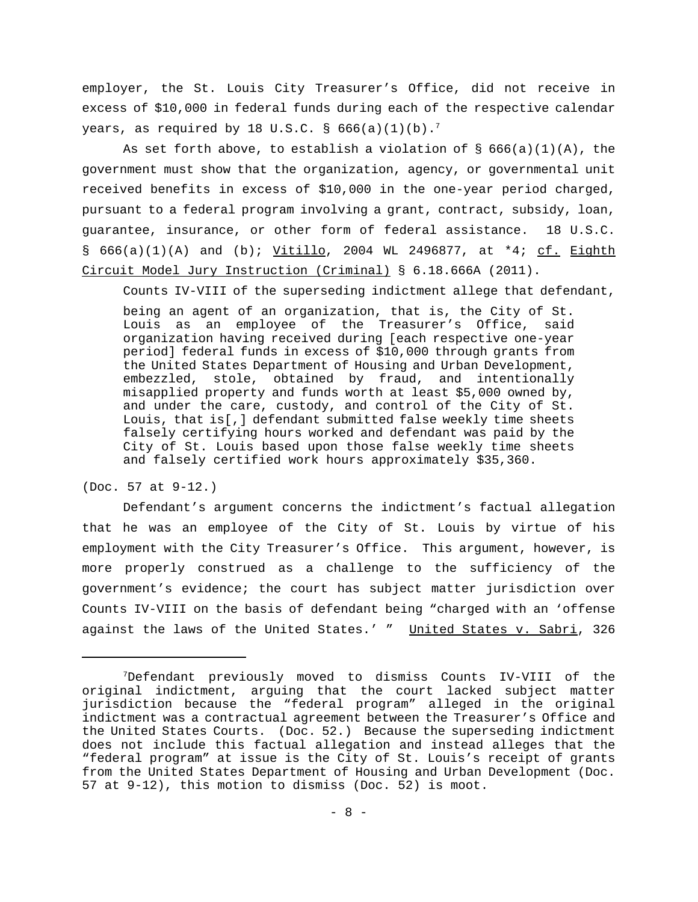employer, the St. Louis City Treasurer's Office, did not receive in excess of $10,000 in federal funds during each of the respective calendar years, as required by 18 U.S.C. § 666(a)(1)(b).[7]

As set forth above, to establish a violation of § 666(a)(1)(A), the government must show that the organization, agency, or governmental unit received benefits in excess of $10,000 in the one-year period charged, pursuant to a federal program involving a grant, contract, subsidy, loan, guarantee, insurance, or other form of federal assistance. 18 U.S.C. § 666(a)(1)(A) and (b); Vitillo, 2004 WL 2496877, at *4; cf. Eighth Circuit Model Jury Instruction (Criminal) § 6.18.666A (2011).

Counts IV-VIII of the superseding indictment allege that defendant,

> being an agent of an organization, that is, the City of St. Louis as an employee of the Treasurer's Office, said organization having received during [each respective one-year period] federal funds in excess of $10,000 through grants from the United States Department of Housing and Urban Development, embezzled, stole, obtained by fraud, and intentionally misapplied property and funds worth at least $5,000 owned by, and under the care, custody, and control of the City of St. Louis, that is[,] defendant submitted false weekly time sheets falsely certifying hours worked and defendant was paid by the City of St. Louis based upon those false weekly time sheets and falsely certified work hours approximately $35,360.

(Doc. 57 at 9-12.)

Defendant's argument concerns the indictment's factual allegation that he was an employee of the City of St. Louis by virtue of his employment with the City Treasurer's Office. This argument, however, is more properly construed as a challenge to the sufficiency of the government's evidence; the court has subject matter jurisdiction over Counts IV-VIII on the basis of defendant being "charged with an 'offense against the laws of the United States.' " United States v. Sabri, 326

---

[7]Defendant previously moved to dismiss Counts IV-VIII of the original indictment, arguing that the court lacked subject matter jurisdiction because the "federal program" alleged in the original indictment was a contractual agreement between the Treasurer's Office and the United States Courts. (Doc. 52.) Because the superseding indictment does not include this factual allegation and instead alleges that the "federal program" at issue is the City of St. Louis's receipt of grants from the United States Department of Housing and Urban Development (Doc. 57 at 9-12), this motion to dismiss (Doc. 52) is moot.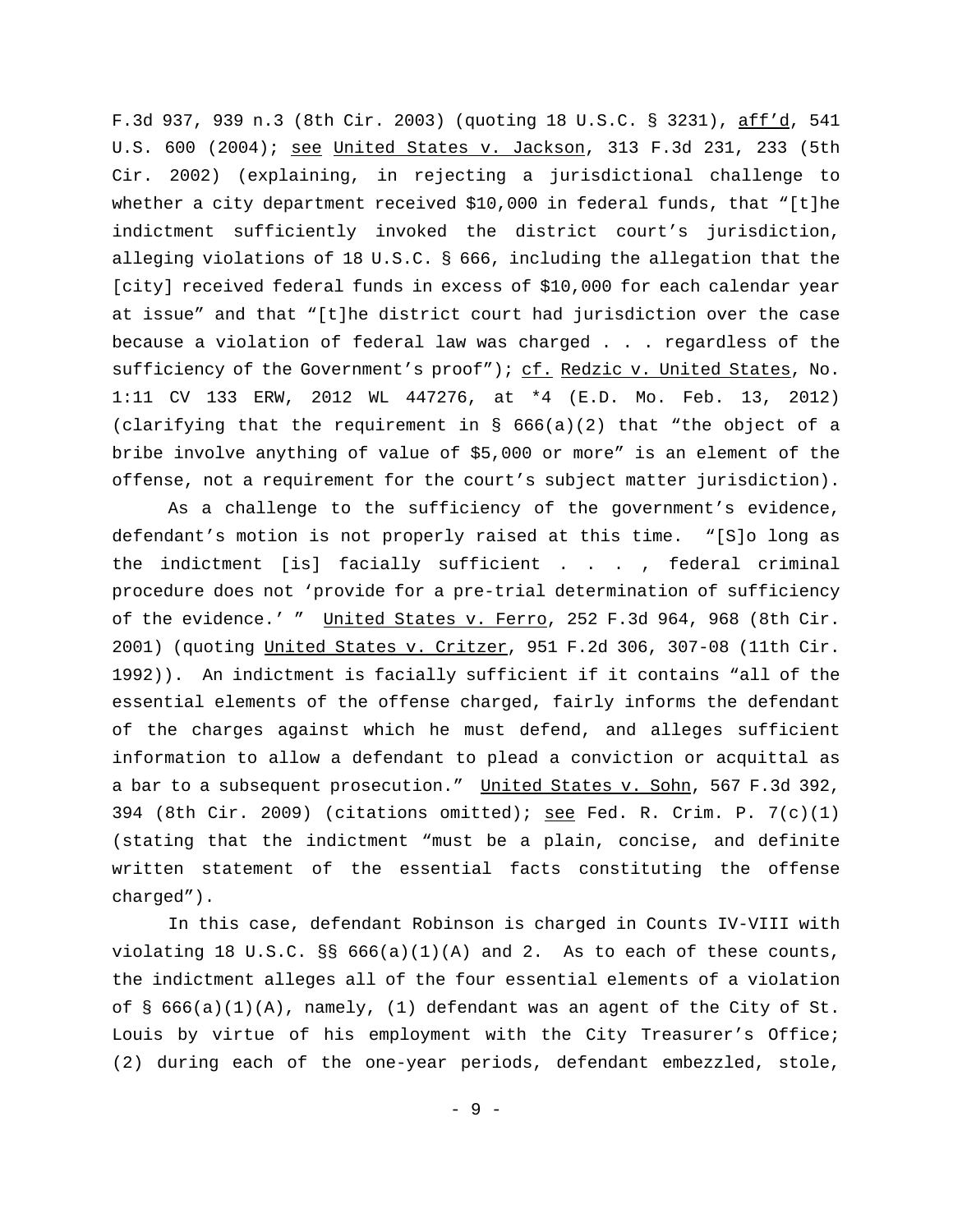F.3d 937, 939 n.3 (8th Cir. 2003) (quoting 18 U.S.C. § 3231), aff'd, 541 U.S. 600 (2004); see United States v. Jackson, 313 F.3d 231, 233 (5th Cir. 2002) (explaining, in rejecting a jurisdictional challenge to whether a city department received $10,000 in federal funds, that "[t]he indictment sufficiently invoked the district court's jurisdiction, alleging violations of 18 U.S.C. § 666, including the allegation that the [city] received federal funds in excess of $10,000 for each calendar year at issue" and that "[t]he district court had jurisdiction over the case because a violation of federal law was charged . . . regardless of the sufficiency of the Government's proof"); cf. Redzic v. United States, No. 1:11 CV 133 ERW, 2012 WL 447276, at *4 (E.D. Mo. Feb. 13, 2012) (clarifying that the requirement in § 666(a)(2) that "the object of a bribe involve anything of value of $5,000 or more" is an element of the offense, not a requirement for the court's subject matter jurisdiction).

As a challenge to the sufficiency of the government's evidence, defendant's motion is not properly raised at this time. "[S]o long as the indictment [is] facially sufficient . . . , federal criminal procedure does not 'provide for a pre-trial determination of sufficiency of the evidence.' " United States v. Ferro, 252 F.3d 964, 968 (8th Cir. 2001) (quoting United States v. Critzer, 951 F.2d 306, 307-08 (11th Cir. 1992)). An indictment is facially sufficient if it contains "all of the essential elements of the offense charged, fairly informs the defendant of the charges against which he must defend, and alleges sufficient information to allow a defendant to plead a conviction or acquittal as a bar to a subsequent prosecution." United States v. Sohn, 567 F.3d 392, 394 (8th Cir. 2009) (citations omitted); see Fed. R. Crim. P. 7(c)(1) (stating that the indictment "must be a plain, concise, and definite written statement of the essential facts constituting the offense charged").

In this case, defendant Robinson is charged in Counts IV-VIII with violating 18 U.S.C. §§ 666(a)(1)(A) and 2. As to each of these counts, the indictment alleges all of the four essential elements of a violation of § 666(a)(1)(A), namely, (1) defendant was an agent of the City of St. Louis by virtue of his employment with the City Treasurer's Office; (2) during each of the one-year periods, defendant embezzled, stole,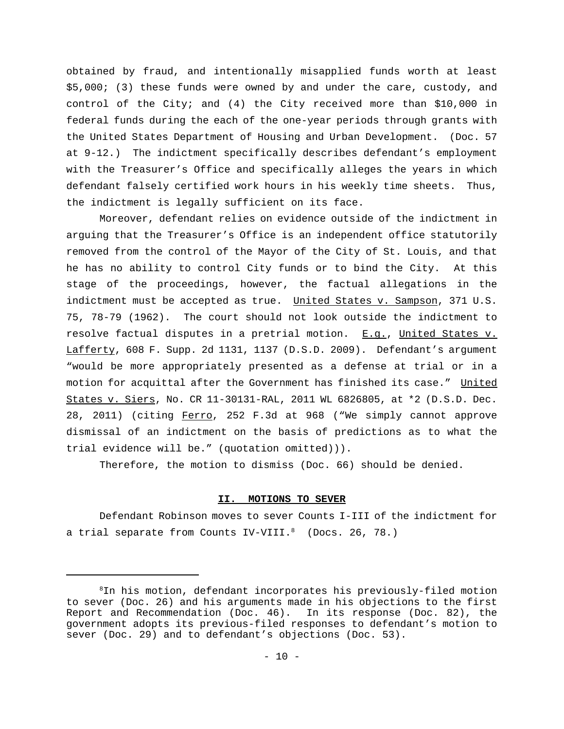obtained by fraud, and intentionally misapplied funds worth at least $5,000; (3) these funds were owned by and under the care, custody, and control of the City; and (4) the City received more than $10,000 in federal funds during the each of the one-year periods through grants with the United States Department of Housing and Urban Development. (Doc. 57 at 9-12.) The indictment specifically describes defendant's employment with the Treasurer's Office and specifically alleges the years in which defendant falsely certified work hours in his weekly time sheets. Thus, the indictment is legally sufficient on its face.

Moreover, defendant relies on evidence outside of the indictment in arguing that the Treasurer's Office is an independent office statutorily removed from the control of the Mayor of the City of St. Louis, and that he has no ability to control City funds or to bind the City. At this stage of the proceedings, however, the factual allegations in the indictment must be accepted as true. United States v. Sampson, 371 U.S. 75, 78-79 (1962). The court should not look outside the indictment to resolve factual disputes in a pretrial motion. E.g., United States v. Lafferty, 608 F. Supp. 2d 1131, 1137 (D.S.D. 2009). Defendant's argument "would be more appropriately presented as a defense at trial or in a motion for acquittal after the Government has finished its case." United States v. Siers, No. CR 11-30131-RAL, 2011 WL 6826805, at *2 (D.S.D. Dec. 28, 2011) (citing Ferro, 252 F.3d at 968 ("We simply cannot approve dismissal of an indictment on the basis of predictions as to what the trial evidence will be." (quotation omitted))).

Therefore, the motion to dismiss (Doc. 66) should be denied.

## II. MOTIONS TO SEVER

Defendant Robinson moves to sever Counts I-III of the indictment for a trial separate from Counts IV-VIII.[8] (Docs. 26, 78.)

[8] In his motion, defendant incorporates his previously-filed motion to sever (Doc. 26) and his arguments made in his objections to the first Report and Recommendation (Doc. 46). In its response (Doc. 82), the government adopts its previous-filed responses to defendant's motion to sever (Doc. 29) and to defendant's objections (Doc. 53).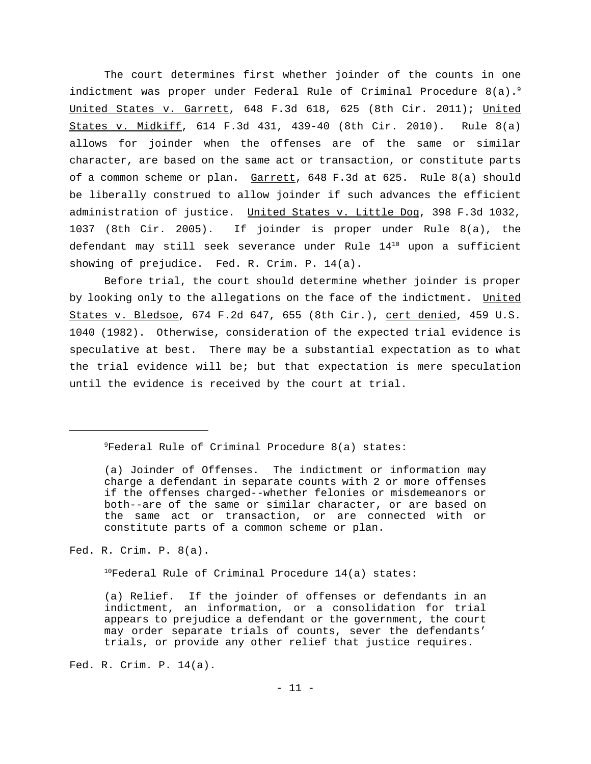The court determines first whether joinder of the counts in one indictment was proper under Federal Rule of Criminal Procedure 8(a).[9] United States v. Garrett, 648 F.3d 618, 625 (8th Cir. 2011); United States v. Midkiff, 614 F.3d 431, 439-40 (8th Cir. 2010). Rule 8(a) allows for joinder when the offenses are of the same or similar character, are based on the same act or transaction, or constitute parts of a common scheme or plan. Garrett, 648 F.3d at 625. Rule 8(a) should be liberally construed to allow joinder if such advances the efficient administration of justice. United States v. Little Dog, 398 F.3d 1032, 1037 (8th Cir. 2005). If joinder is proper under Rule 8(a), the defendant may still seek severance under Rule 14[10] upon a sufficient showing of prejudice. Fed. R. Crim. P. 14(a).

Before trial, the court should determine whether joinder is proper by looking only to the allegations on the face of the indictment. United States v. Bledsoe, 674 F.2d 647, 655 (8th Cir.), cert denied, 459 U.S. 1040 (1982). Otherwise, consideration of the expected trial evidence is speculative at best. There may be a substantial expectation as to what the trial evidence will be; but that expectation is mere speculation until the evidence is received by the court at trial.

---

[9] Federal Rule of Criminal Procedure 8(a) states:

> (a) Joinder of Offenses. The indictment or information may charge a defendant in separate counts with 2 or more offenses if the offenses charged--whether felonies or misdemeanors or both--are of the same or similar character, or are based on the same act or transaction, or are connected with or constitute parts of a common scheme or plan.

Fed. R. Crim. P. 8(a).

[10] Federal Rule of Criminal Procedure 14(a) states:

> (a) Relief. If the joinder of offenses or defendants in an indictment, an information, or a consolidation for trial appears to prejudice a defendant or the government, the court may order separate trials of counts, sever the defendants' trials, or provide any other relief that justice requires.

Fed. R. Crim. P. 14(a).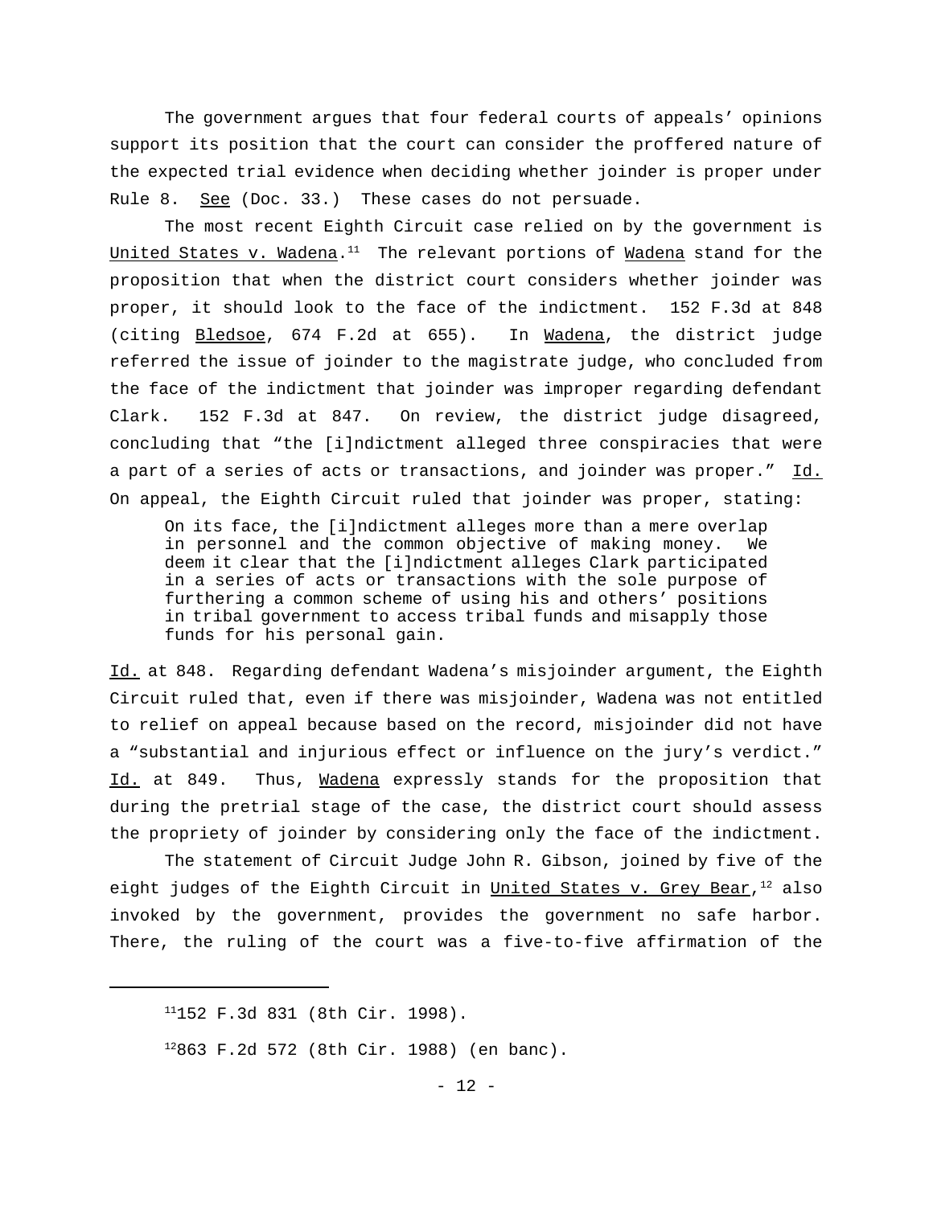The government argues that four federal courts of appeals' opinions support its position that the court can consider the proffered nature of the expected trial evidence when deciding whether joinder is proper under Rule 8. See (Doc. 33.) These cases do not persuade.

The most recent Eighth Circuit case relied on by the government is United States v. Wadena.[11] The relevant portions of Wadena stand for the proposition that when the district court considers whether joinder was proper, it should look to the face of the indictment. 152 F.3d at 848 (citing Bledsoe, 674 F.2d at 655). In Wadena, the district judge referred the issue of joinder to the magistrate judge, who concluded from the face of the indictment that joinder was improper regarding defendant Clark. 152 F.3d at 847. On review, the district judge disagreed, concluding that "the [i]ndictment alleged three conspiracies that were a part of a series of acts or transactions, and joinder was proper." Id. On appeal, the Eighth Circuit ruled that joinder was proper, stating:

> On its face, the [i]ndictment alleges more than a mere overlap in personnel and the common objective of making money. We deem it clear that the [i]ndictment alleges Clark participated in a series of acts or transactions with the sole purpose of furthering a common scheme of using his and others' positions in tribal government to access tribal funds and misapply those funds for his personal gain.

Id. at 848. Regarding defendant Wadena's misjoinder argument, the Eighth Circuit ruled that, even if there was misjoinder, Wadena was not entitled to relief on appeal because based on the record, misjoinder did not have a "substantial and injurious effect or influence on the jury's verdict." Id. at 849. Thus, Wadena expressly stands for the proposition that during the pretrial stage of the case, the district court should assess the propriety of joinder by considering only the face of the indictment.

The statement of Circuit Judge John R. Gibson, joined by five of the eight judges of the Eighth Circuit in United States v. Grey Bear,[12] also invoked by the government, provides the government no safe harbor. There, the ruling of the court was a five-to-five affirmation of the

---

[11] 152 F.3d 831 (8th Cir. 1998).

[12] 863 F.2d 572 (8th Cir. 1988) (en banc).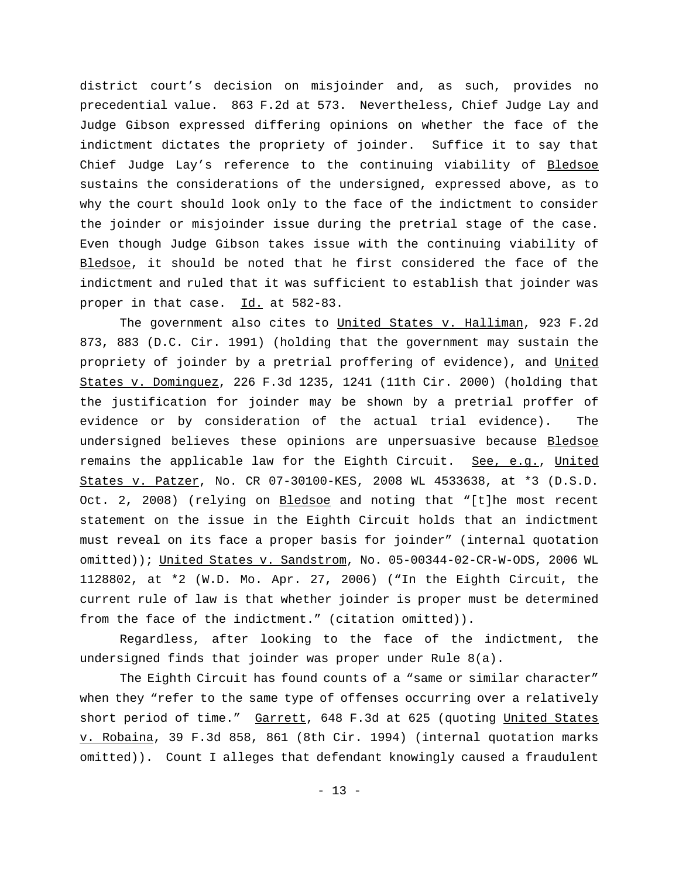district court's decision on misjoinder and, as such, provides no precedential value. 863 F.2d at 573. Nevertheless, Chief Judge Lay and Judge Gibson expressed differing opinions on whether the face of the indictment dictates the propriety of joinder. Suffice it to say that Chief Judge Lay's reference to the continuing viability of Bledsoe sustains the considerations of the undersigned, expressed above, as to why the court should look only to the face of the indictment to consider the joinder or misjoinder issue during the pretrial stage of the case. Even though Judge Gibson takes issue with the continuing viability of Bledsoe, it should be noted that he first considered the face of the indictment and ruled that it was sufficient to establish that joinder was proper in that case. Id. at 582-83.

The government also cites to United States v. Halliman, 923 F.2d 873, 883 (D.C. Cir. 1991) (holding that the government may sustain the propriety of joinder by a pretrial proffering of evidence), and United States v. Dominguez, 226 F.3d 1235, 1241 (11th Cir. 2000) (holding that the justification for joinder may be shown by a pretrial proffer of evidence or by consideration of the actual trial evidence). The undersigned believes these opinions are unpersuasive because Bledsoe remains the applicable law for the Eighth Circuit. See, e.g., United States v. Patzer, No. CR 07-30100-KES, 2008 WL 4533638, at *3 (D.S.D. Oct. 2, 2008) (relying on Bledsoe and noting that "[t]he most recent statement on the issue in the Eighth Circuit holds that an indictment must reveal on its face a proper basis for joinder" (internal quotation omitted)); United States v. Sandstrom, No. 05-00344-02-CR-W-ODS, 2006 WL 1128802, at *2 (W.D. Mo. Apr. 27, 2006) ("In the Eighth Circuit, the current rule of law is that whether joinder is proper must be determined from the face of the indictment." (citation omitted)).

Regardless, after looking to the face of the indictment, the undersigned finds that joinder was proper under Rule 8(a).

The Eighth Circuit has found counts of a "same or similar character" when they "refer to the same type of offenses occurring over a relatively short period of time." Garrett, 648 F.3d at 625 (quoting United States v. Robaina, 39 F.3d 858, 861 (8th Cir. 1994) (internal quotation marks omitted)). Count I alleges that defendant knowingly caused a fraudulent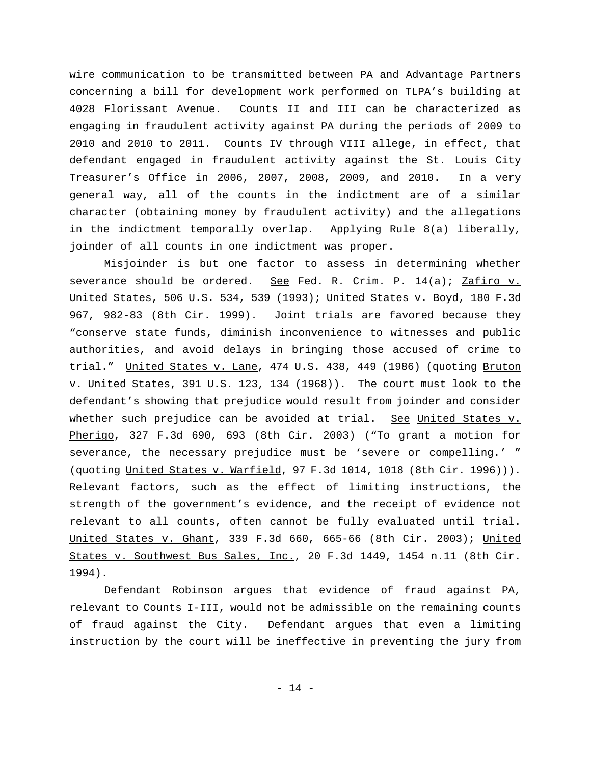wire communication to be transmitted between PA and Advantage Partners concerning a bill for development work performed on TLPA's building at 4028 Florissant Avenue. Counts II and III can be characterized as engaging in fraudulent activity against PA during the periods of 2009 to 2010 and 2010 to 2011. Counts IV through VIII allege, in effect, that defendant engaged in fraudulent activity against the St. Louis City Treasurer's Office in 2006, 2007, 2008, 2009, and 2010. In a very general way, all of the counts in the indictment are of a similar character (obtaining money by fraudulent activity) and the allegations in the indictment temporally overlap. Applying Rule 8(a) liberally, joinder of all counts in one indictment was proper.

Misjoinder is but one factor to assess in determining whether severance should be ordered. See Fed. R. Crim. P. 14(a); Zafiro v. United States, 506 U.S. 534, 539 (1993); United States v. Boyd, 180 F.3d 967, 982-83 (8th Cir. 1999). Joint trials are favored because they "conserve state funds, diminish inconvenience to witnesses and public authorities, and avoid delays in bringing those accused of crime to trial." United States v. Lane, 474 U.S. 438, 449 (1986) (quoting Bruton v. United States, 391 U.S. 123, 134 (1968)). The court must look to the defendant's showing that prejudice would result from joinder and consider whether such prejudice can be avoided at trial. See United States v. Pherigo, 327 F.3d 690, 693 (8th Cir. 2003) ("To grant a motion for severance, the necessary prejudice must be 'severe or compelling.' " (quoting United States v. Warfield, 97 F.3d 1014, 1018 (8th Cir. 1996))). Relevant factors, such as the effect of limiting instructions, the strength of the government's evidence, and the receipt of evidence not relevant to all counts, often cannot be fully evaluated until trial. United States v. Ghant, 339 F.3d 660, 665-66 (8th Cir. 2003); United States v. Southwest Bus Sales, Inc., 20 F.3d 1449, 1454 n.11 (8th Cir. 1994).

Defendant Robinson argues that evidence of fraud against PA, relevant to Counts I-III, would not be admissible on the remaining counts of fraud against the City. Defendant argues that even a limiting instruction by the court will be ineffective in preventing the jury from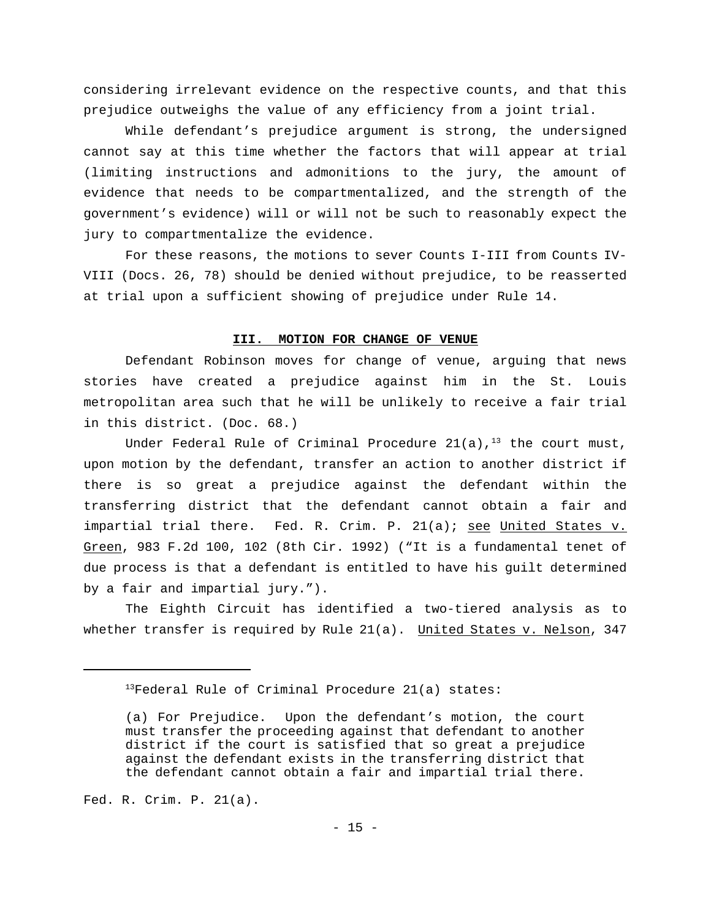considering irrelevant evidence on the respective counts, and that this prejudice outweighs the value of any efficiency from a joint trial.

While defendant's prejudice argument is strong, the undersigned cannot say at this time whether the factors that will appear at trial (limiting instructions and admonitions to the jury, the amount of evidence that needs to be compartmentalized, and the strength of the government's evidence) will or will not be such to reasonably expect the jury to compartmentalize the evidence.

For these reasons, the motions to sever Counts I-III from Counts IV-VIII (Docs. 26, 78) should be denied without prejudice, to be reasserted at trial upon a sufficient showing of prejudice under Rule 14.

## III. MOTION FOR CHANGE OF VENUE

Defendant Robinson moves for change of venue, arguing that news stories have created a prejudice against him in the St. Louis metropolitan area such that he will be unlikely to receive a fair trial in this district. (Doc. 68.)

Under Federal Rule of Criminal Procedure 21(a),[13] the court must, upon motion by the defendant, transfer an action to another district if there is so great a prejudice against the defendant within the transferring district that the defendant cannot obtain a fair and impartial trial there. Fed. R. Crim. P. 21(a); see United States v. Green, 983 F.2d 100, 102 (8th Cir. 1992) ("It is a fundamental tenet of due process is that a defendant is entitled to have his guilt determined by a fair and impartial jury.").

The Eighth Circuit has identified a two-tiered analysis as to whether transfer is required by Rule 21(a). United States v. Nelson, 347

---

[13]Federal Rule of Criminal Procedure 21(a) states:

> (a) For Prejudice. Upon the defendant's motion, the court must transfer the proceeding against that defendant to another district if the court is satisfied that so great a prejudice against the defendant exists in the transferring district that the defendant cannot obtain a fair and impartial trial there.

Fed. R. Crim. P. 21(a).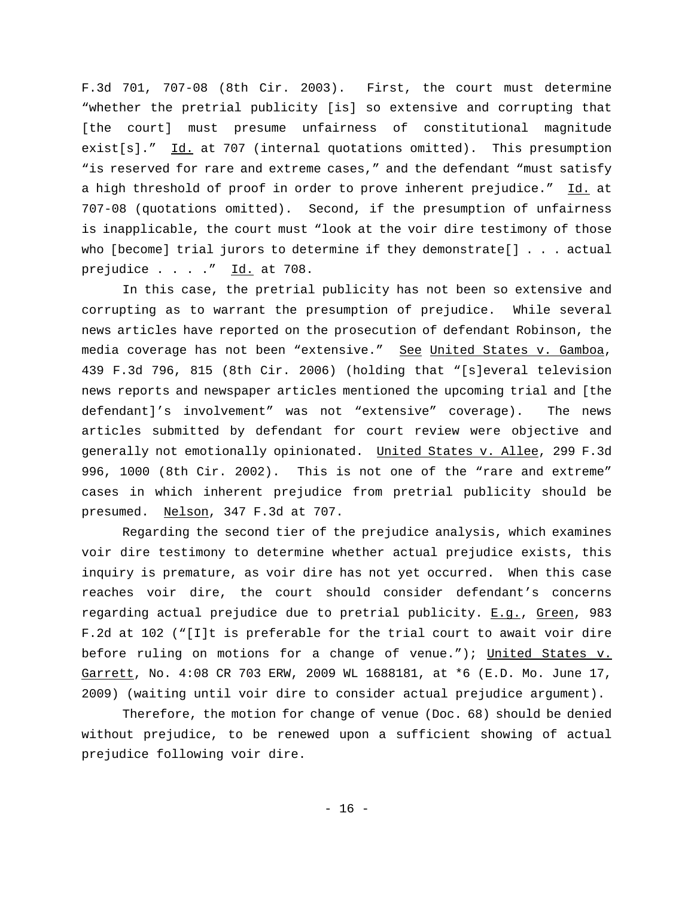F.3d 701, 707-08 (8th Cir. 2003). First, the court must determine "whether the pretrial publicity [is] so extensive and corrupting that [the court] must presume unfairness of constitutional magnitude exist[s]." Id. at 707 (internal quotations omitted). This presumption "is reserved for rare and extreme cases," and the defendant "must satisfy a high threshold of proof in order to prove inherent prejudice." Id. at 707-08 (quotations omitted). Second, if the presumption of unfairness is inapplicable, the court must "look at the voir dire testimony of those who [become] trial jurors to determine if they demonstrate[] . . . actual prejudice . . . ." Id. at 708.

In this case, the pretrial publicity has not been so extensive and corrupting as to warrant the presumption of prejudice. While several news articles have reported on the prosecution of defendant Robinson, the media coverage has not been "extensive." See United States v. Gamboa, 439 F.3d 796, 815 (8th Cir. 2006) (holding that "[s]everal television news reports and newspaper articles mentioned the upcoming trial and [the defendant]'s involvement" was not "extensive" coverage). The news articles submitted by defendant for court review were objective and generally not emotionally opinionated. United States v. Allee, 299 F.3d 996, 1000 (8th Cir. 2002). This is not one of the "rare and extreme" cases in which inherent prejudice from pretrial publicity should be presumed. Nelson, 347 F.3d at 707.

Regarding the second tier of the prejudice analysis, which examines voir dire testimony to determine whether actual prejudice exists, this inquiry is premature, as voir dire has not yet occurred. When this case reaches voir dire, the court should consider defendant's concerns regarding actual prejudice due to pretrial publicity. E.g., Green, 983 F.2d at 102 ("[I]t is preferable for the trial court to await voir dire before ruling on motions for a change of venue."); United States v. Garrett, No. 4:08 CR 703 ERW, 2009 WL 1688181, at *6 (E.D. Mo. June 17, 2009) (waiting until voir dire to consider actual prejudice argument).

Therefore, the motion for change of venue (Doc. 68) should be denied without prejudice, to be renewed upon a sufficient showing of actual prejudice following voir dire.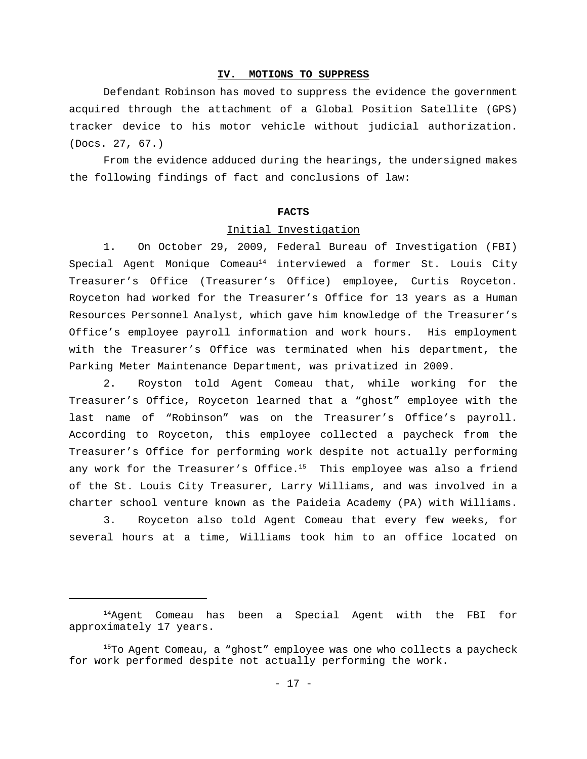## IV. MOTIONS TO SUPPRESS

Defendant Robinson has moved to suppress the evidence the government acquired through the attachment of a Global Position Satellite (GPS) tracker device to his motor vehicle without judicial authorization. (Docs. 27, 67.)

From the evidence adduced during the hearings, the undersigned makes the following findings of fact and conclusions of law:

### FACTS

#### Initial Investigation

1. On October 29, 2009, Federal Bureau of Investigation (FBI) Special Agent Monique Comeau[14] interviewed a former St. Louis City Treasurer's Office (Treasurer's Office) employee, Curtis Royceton. Royceton had worked for the Treasurer's Office for 13 years as a Human Resources Personnel Analyst, which gave him knowledge of the Treasurer's Office's employee payroll information and work hours. His employment with the Treasurer's Office was terminated when his department, the Parking Meter Maintenance Department, was privatized in 2009.

2. Royston told Agent Comeau that, while working for the Treasurer's Office, Royceton learned that a "ghost" employee with the last name of "Robinson" was on the Treasurer's Office's payroll. According to Royceton, this employee collected a paycheck from the Treasurer's Office for performing work despite not actually performing any work for the Treasurer's Office.[15] This employee was also a friend of the St. Louis City Treasurer, Larry Williams, and was involved in a charter school venture known as the Paideia Academy (PA) with Williams.

3. Royceton also told Agent Comeau that every few weeks, for several hours at a time, Williams took him to an office located on

---

[14] Agent Comeau has been a Special Agent with the FBI for approximately 17 years.

[15] To Agent Comeau, a "ghost" employee was one who collects a paycheck for work performed despite not actually performing the work.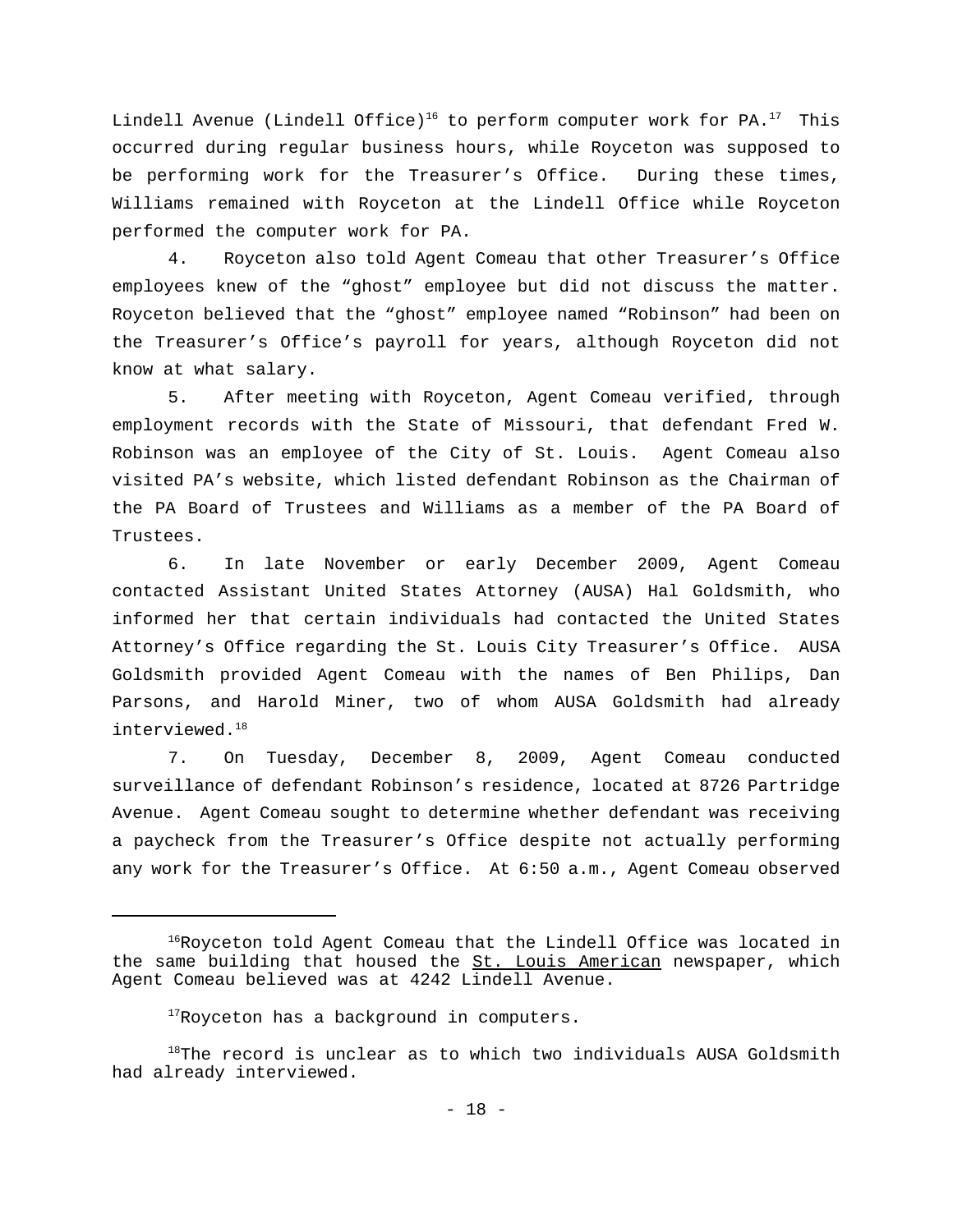Lindell Avenue (Lindell Office)[16] to perform computer work for PA.[17] This occurred during regular business hours, while Royceton was supposed to be performing work for the Treasurer's Office. During these times, Williams remained with Royceton at the Lindell Office while Royceton performed the computer work for PA.

4. Royceton also told Agent Comeau that other Treasurer's Office employees knew of the "ghost" employee but did not discuss the matter. Royceton believed that the "ghost" employee named "Robinson" had been on the Treasurer's Office's payroll for years, although Royceton did not know at what salary.

5. After meeting with Royceton, Agent Comeau verified, through employment records with the State of Missouri, that defendant Fred W. Robinson was an employee of the City of St. Louis. Agent Comeau also visited PA's website, which listed defendant Robinson as the Chairman of the PA Board of Trustees and Williams as a member of the PA Board of Trustees.

6. In late November or early December 2009, Agent Comeau contacted Assistant United States Attorney (AUSA) Hal Goldsmith, who informed her that certain individuals had contacted the United States Attorney's Office regarding the St. Louis City Treasurer's Office. AUSA Goldsmith provided Agent Comeau with the names of Ben Philips, Dan Parsons, and Harold Miner, two of whom AUSA Goldsmith had already interviewed.[18]

7. On Tuesday, December 8, 2009, Agent Comeau conducted surveillance of defendant Robinson's residence, located at 8726 Partridge Avenue. Agent Comeau sought to determine whether defendant was receiving a paycheck from the Treasurer's Office despite not actually performing any work for the Treasurer's Office. At 6:50 a.m., Agent Comeau observed

---

[16]Royceton told Agent Comeau that the Lindell Office was located in the same building that housed the St. Louis American newspaper, which Agent Comeau believed was at 4242 Lindell Avenue.

[17]Royceton has a background in computers.

[18]The record is unclear as to which two individuals AUSA Goldsmith had already interviewed.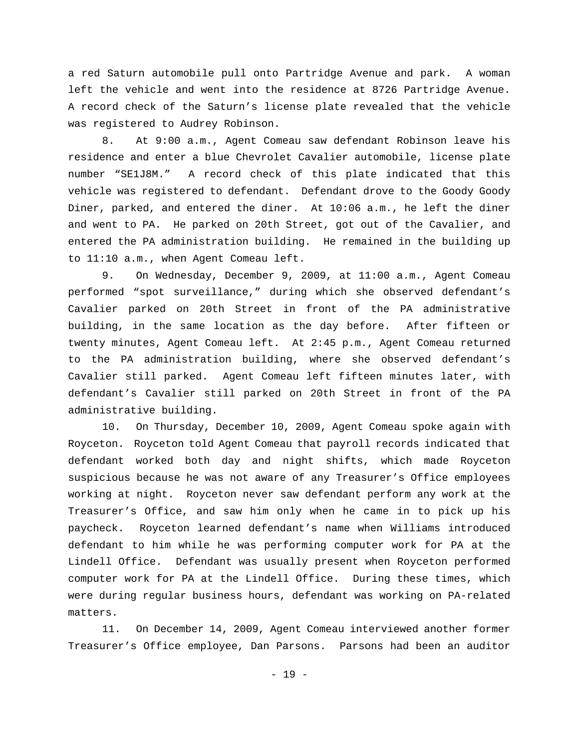a red Saturn automobile pull onto Partridge Avenue and park. A woman left the vehicle and went into the residence at 8726 Partridge Avenue. A record check of the Saturn's license plate revealed that the vehicle was registered to Audrey Robinson.

8. At 9:00 a.m., Agent Comeau saw defendant Robinson leave his residence and enter a blue Chevrolet Cavalier automobile, license plate number "SE1J8M." A record check of this plate indicated that this vehicle was registered to defendant. Defendant drove to the Goody Goody Diner, parked, and entered the diner. At 10:06 a.m., he left the diner and went to PA. He parked on 20th Street, got out of the Cavalier, and entered the PA administration building. He remained in the building up to 11:10 a.m., when Agent Comeau left.

9. On Wednesday, December 9, 2009, at 11:00 a.m., Agent Comeau performed "spot surveillance," during which she observed defendant's Cavalier parked on 20th Street in front of the PA administrative building, in the same location as the day before. After fifteen or twenty minutes, Agent Comeau left. At 2:45 p.m., Agent Comeau returned to the PA administration building, where she observed defendant's Cavalier still parked. Agent Comeau left fifteen minutes later, with defendant's Cavalier still parked on 20th Street in front of the PA administrative building.

10. On Thursday, December 10, 2009, Agent Comeau spoke again with Royceton. Royceton told Agent Comeau that payroll records indicated that defendant worked both day and night shifts, which made Royceton suspicious because he was not aware of any Treasurer's Office employees working at night. Royceton never saw defendant perform any work at the Treasurer's Office, and saw him only when he came in to pick up his paycheck. Royceton learned defendant's name when Williams introduced defendant to him while he was performing computer work for PA at the Lindell Office. Defendant was usually present when Royceton performed computer work for PA at the Lindell Office. During these times, which were during regular business hours, defendant was working on PA-related matters.

11. On December 14, 2009, Agent Comeau interviewed another former Treasurer's Office employee, Dan Parsons. Parsons had been an auditor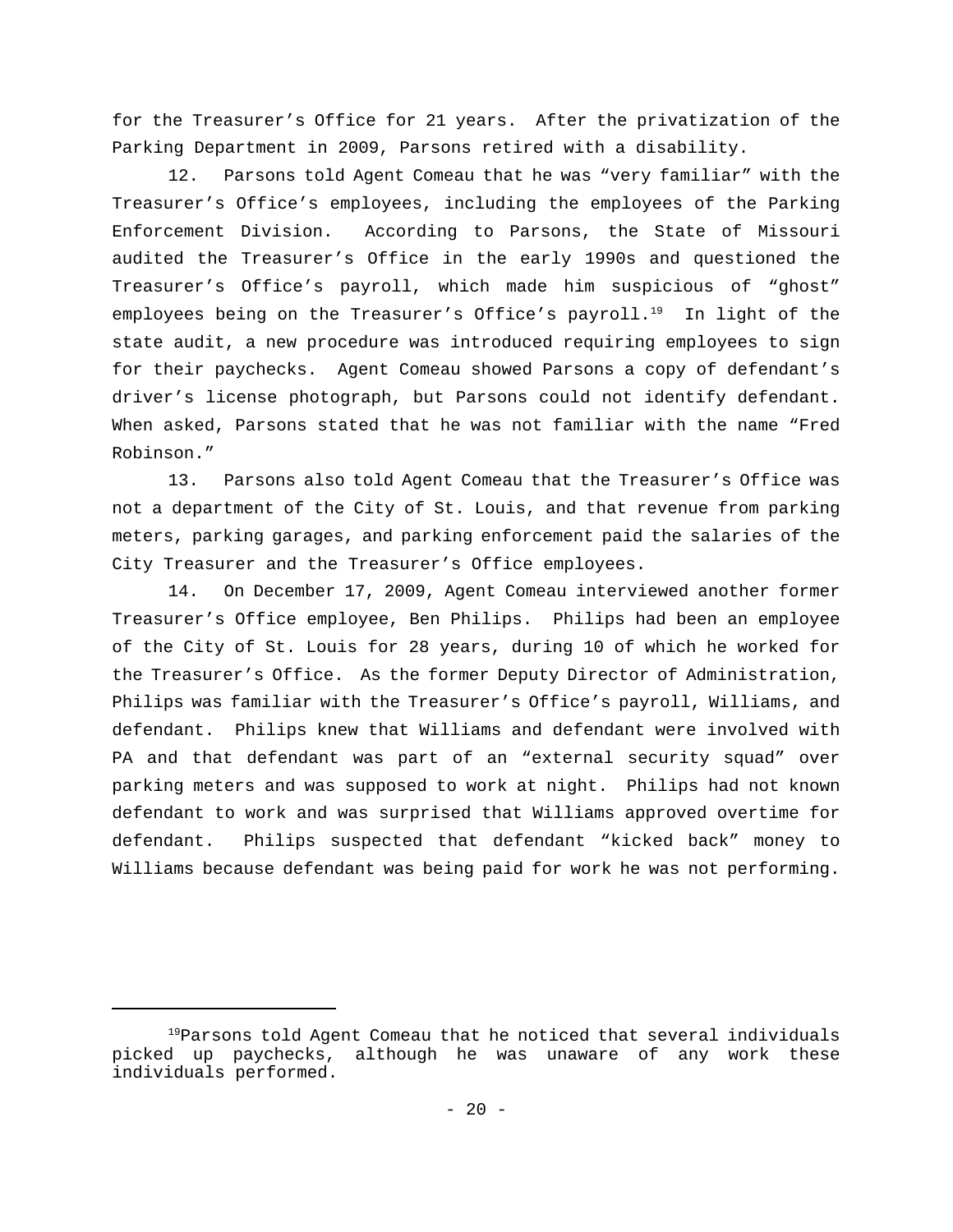for the Treasurer's Office for 21 years. After the privatization of the Parking Department in 2009, Parsons retired with a disability.

12. Parsons told Agent Comeau that he was "very familiar" with the Treasurer's Office's employees, including the employees of the Parking Enforcement Division. According to Parsons, the State of Missouri audited the Treasurer's Office in the early 1990s and questioned the Treasurer's Office's payroll, which made him suspicious of "ghost" employees being on the Treasurer's Office's payroll.[19] In light of the state audit, a new procedure was introduced requiring employees to sign for their paychecks. Agent Comeau showed Parsons a copy of defendant's driver's license photograph, but Parsons could not identify defendant. When asked, Parsons stated that he was not familiar with the name "Fred Robinson."

13. Parsons also told Agent Comeau that the Treasurer's Office was not a department of the City of St. Louis, and that revenue from parking meters, parking garages, and parking enforcement paid the salaries of the City Treasurer and the Treasurer's Office employees.

14. On December 17, 2009, Agent Comeau interviewed another former Treasurer's Office employee, Ben Philips. Philips had been an employee of the City of St. Louis for 28 years, during 10 of which he worked for the Treasurer's Office. As the former Deputy Director of Administration, Philips was familiar with the Treasurer's Office's payroll, Williams, and defendant. Philips knew that Williams and defendant were involved with PA and that defendant was part of an "external security squad" over parking meters and was supposed to work at night. Philips had not known defendant to work and was surprised that Williams approved overtime for defendant. Philips suspected that defendant "kicked back" money to Williams because defendant was being paid for work he was not performing.

---

[19] Parsons told Agent Comeau that he noticed that several individuals picked up paychecks, although he was unaware of any work these individuals performed.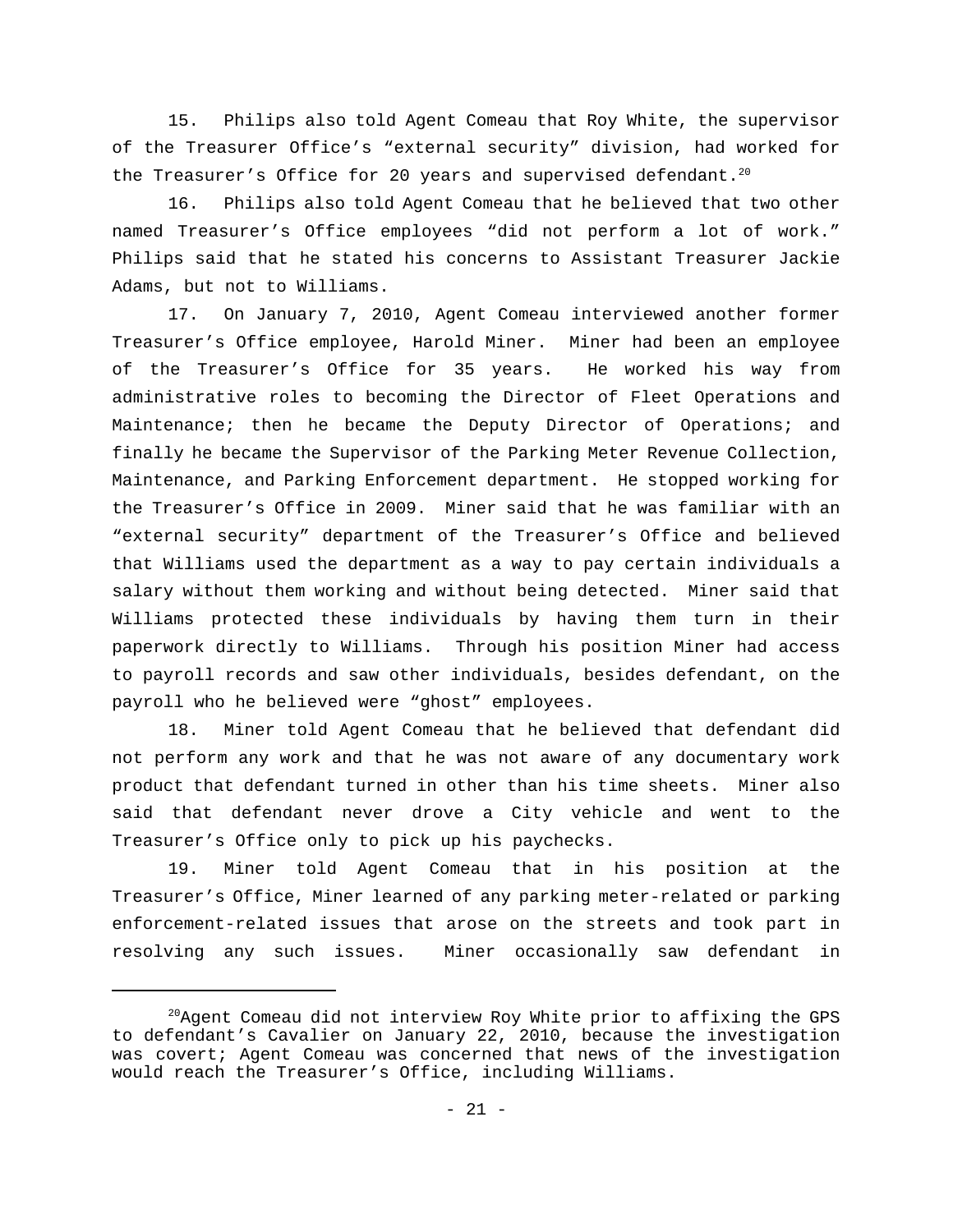15. Philips also told Agent Comeau that Roy White, the supervisor of the Treasurer Office's "external security" division, had worked for the Treasurer's Office for 20 years and supervised defendant.[20]

16. Philips also told Agent Comeau that he believed that two other named Treasurer's Office employees "did not perform a lot of work." Philips said that he stated his concerns to Assistant Treasurer Jackie Adams, but not to Williams.

17. On January 7, 2010, Agent Comeau interviewed another former Treasurer's Office employee, Harold Miner. Miner had been an employee of the Treasurer's Office for 35 years. He worked his way from administrative roles to becoming the Director of Fleet Operations and Maintenance; then he became the Deputy Director of Operations; and finally he became the Supervisor of the Parking Meter Revenue Collection, Maintenance, and Parking Enforcement department. He stopped working for the Treasurer's Office in 2009. Miner said that he was familiar with an "external security" department of the Treasurer's Office and believed that Williams used the department as a way to pay certain individuals a salary without them working and without being detected. Miner said that Williams protected these individuals by having them turn in their paperwork directly to Williams. Through his position Miner had access to payroll records and saw other individuals, besides defendant, on the payroll who he believed were "ghost" employees.

18. Miner told Agent Comeau that he believed that defendant did not perform any work and that he was not aware of any documentary work product that defendant turned in other than his time sheets. Miner also said that defendant never drove a City vehicle and went to the Treasurer's Office only to pick up his paychecks.

19. Miner told Agent Comeau that in his position at the Treasurer's Office, Miner learned of any parking meter-related or parking enforcement-related issues that arose on the streets and took part in resolving any such issues. Miner occasionally saw defendant in

---

[20] Agent Comeau did not interview Roy White prior to affixing the GPS to defendant's Cavalier on January 22, 2010, because the investigation was covert; Agent Comeau was concerned that news of the investigation would reach the Treasurer's Office, including Williams.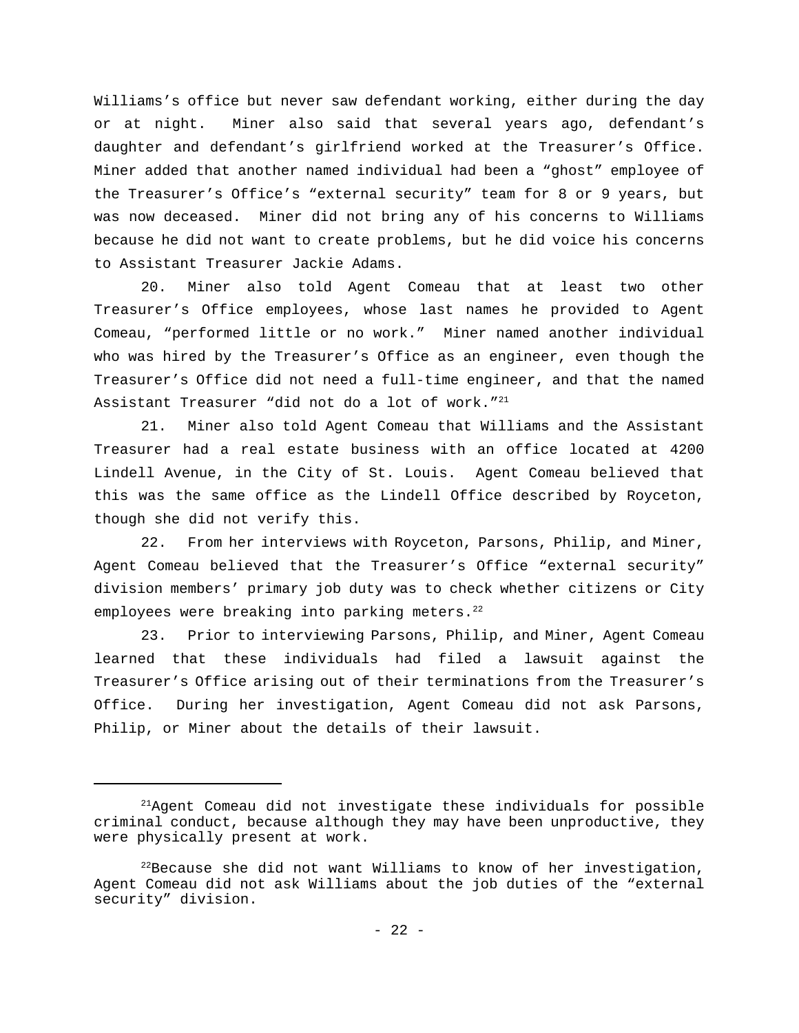Williams's office but never saw defendant working, either during the day or at night. Miner also said that several years ago, defendant's daughter and defendant's girlfriend worked at the Treasurer's Office. Miner added that another named individual had been a "ghost" employee of the Treasurer's Office's "external security" team for 8 or 9 years, but was now deceased. Miner did not bring any of his concerns to Williams because he did not want to create problems, but he did voice his concerns to Assistant Treasurer Jackie Adams.

20. Miner also told Agent Comeau that at least two other Treasurer's Office employees, whose last names he provided to Agent Comeau, "performed little or no work." Miner named another individual who was hired by the Treasurer's Office as an engineer, even though the Treasurer's Office did not need a full-time engineer, and that the named Assistant Treasurer "did not do a lot of work."[21]

21. Miner also told Agent Comeau that Williams and the Assistant Treasurer had a real estate business with an office located at 4200 Lindell Avenue, in the City of St. Louis. Agent Comeau believed that this was the same office as the Lindell Office described by Royceton, though she did not verify this.

22. From her interviews with Royceton, Parsons, Philip, and Miner, Agent Comeau believed that the Treasurer's Office "external security" division members' primary job duty was to check whether citizens or City employees were breaking into parking meters.[22]

23. Prior to interviewing Parsons, Philip, and Miner, Agent Comeau learned that these individuals had filed a lawsuit against the Treasurer's Office arising out of their terminations from the Treasurer's Office. During her investigation, Agent Comeau did not ask Parsons, Philip, or Miner about the details of their lawsuit.

---

[21] Agent Comeau did not investigate these individuals for possible criminal conduct, because although they may have been unproductive, they were physically present at work.

[22] Because she did not want Williams to know of her investigation, Agent Comeau did not ask Williams about the job duties of the "external security" division.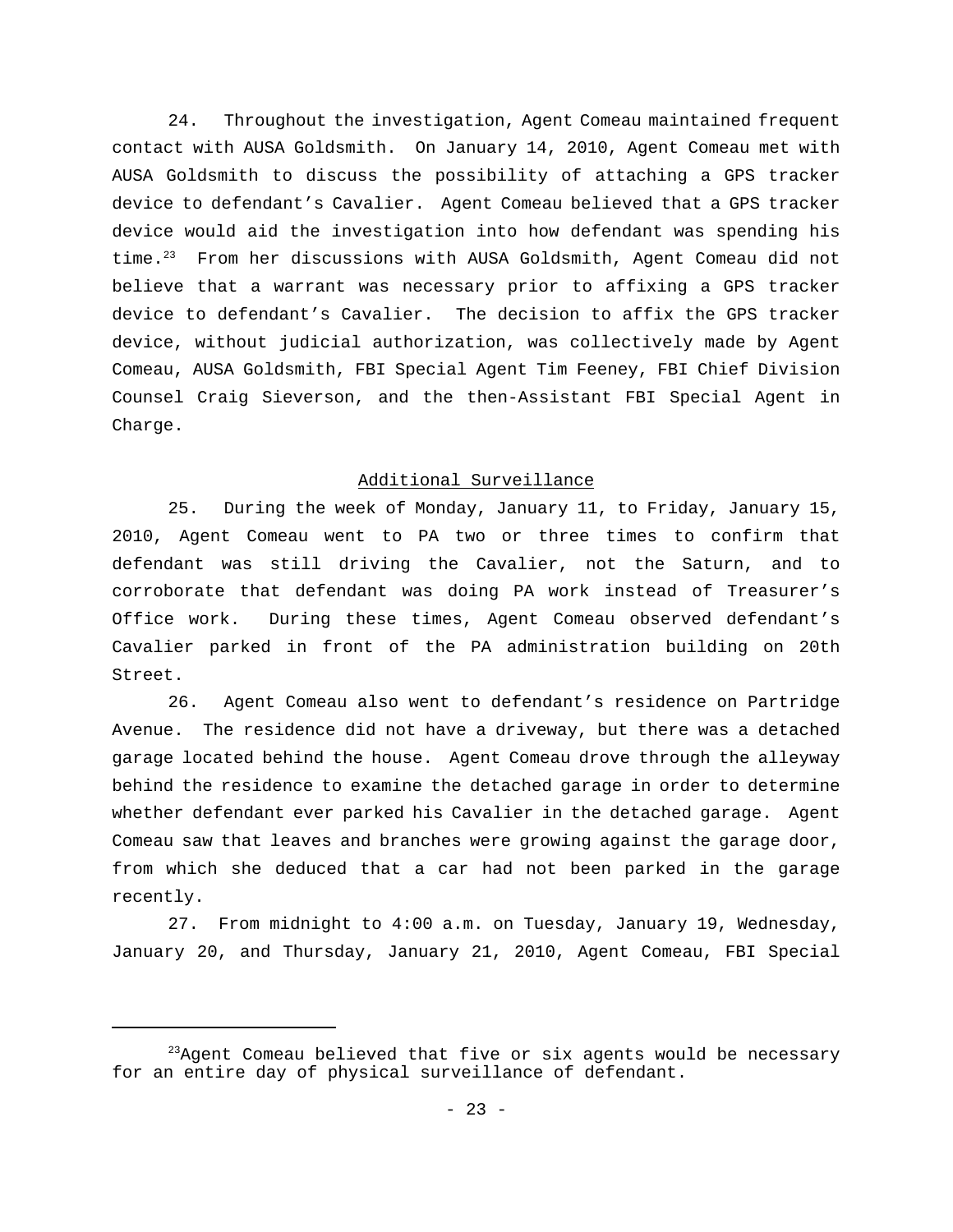24. Throughout the investigation, Agent Comeau maintained frequent contact with AUSA Goldsmith. On January 14, 2010, Agent Comeau met with AUSA Goldsmith to discuss the possibility of attaching a GPS tracker device to defendant's Cavalier. Agent Comeau believed that a GPS tracker device would aid the investigation into how defendant was spending his time.[23] From her discussions with AUSA Goldsmith, Agent Comeau did not believe that a warrant was necessary prior to affixing a GPS tracker device to defendant's Cavalier. The decision to affix the GPS tracker device, without judicial authorization, was collectively made by Agent Comeau, AUSA Goldsmith, FBI Special Agent Tim Feeney, FBI Chief Division Counsel Craig Sieverson, and the then-Assistant FBI Special Agent in Charge.

<u>Additional Surveillance</u>

25. During the week of Monday, January 11, to Friday, January 15, 2010, Agent Comeau went to PA two or three times to confirm that defendant was still driving the Cavalier, not the Saturn, and to corroborate that defendant was doing PA work instead of Treasurer's Office work. During these times, Agent Comeau observed defendant's Cavalier parked in front of the PA administration building on 20th Street.

26. Agent Comeau also went to defendant's residence on Partridge Avenue. The residence did not have a driveway, but there was a detached garage located behind the house. Agent Comeau drove through the alleyway behind the residence to examine the detached garage in order to determine whether defendant ever parked his Cavalier in the detached garage. Agent Comeau saw that leaves and branches were growing against the garage door, from which she deduced that a car had not been parked in the garage recently.

27. From midnight to 4:00 a.m. on Tuesday, January 19, Wednesday, January 20, and Thursday, January 21, 2010, Agent Comeau, FBI Special

---

[23] Agent Comeau believed that five or six agents would be necessary for an entire day of physical surveillance of defendant.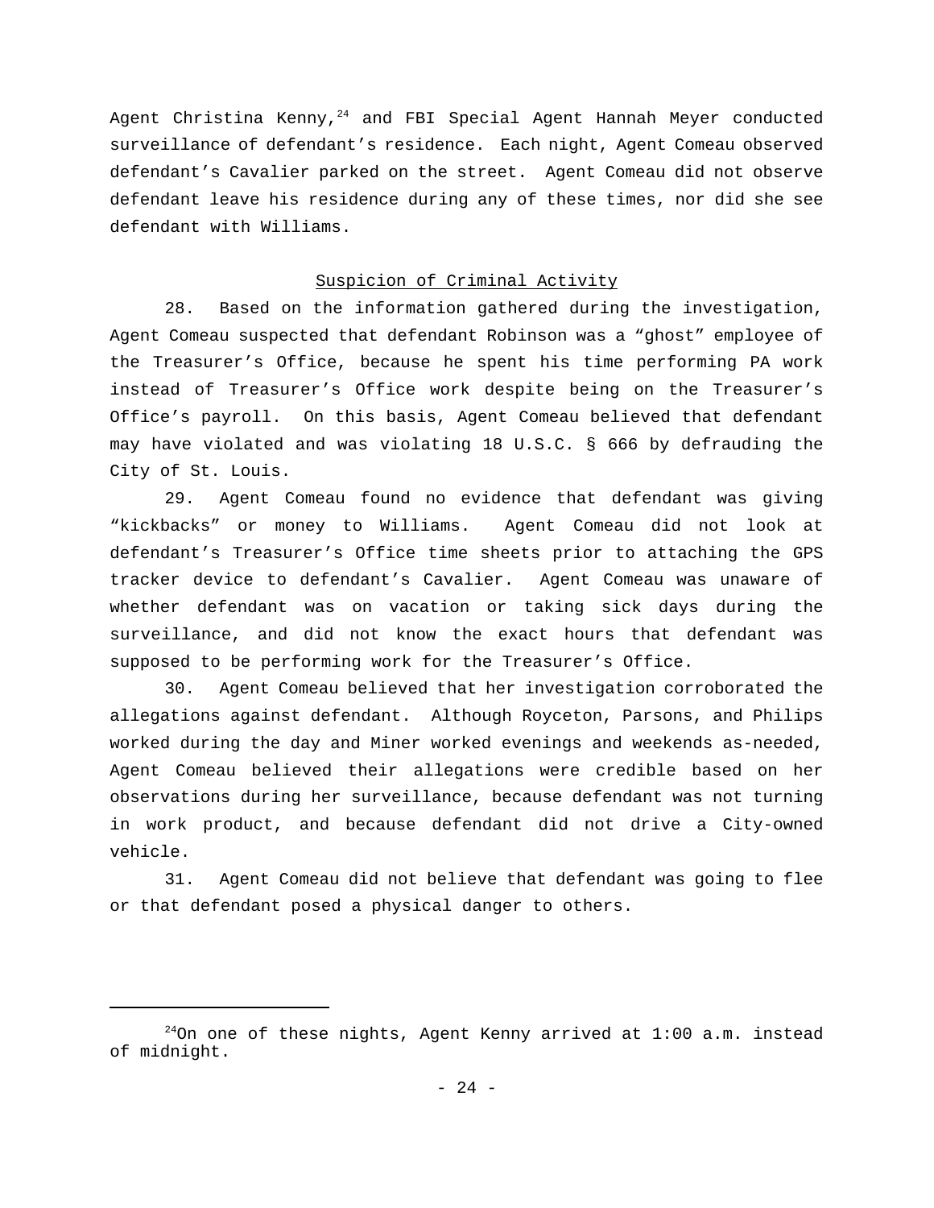Agent Christina Kenny,[24] and FBI Special Agent Hannah Meyer conducted surveillance of defendant's residence. Each night, Agent Comeau observed defendant's Cavalier parked on the street. Agent Comeau did not observe defendant leave his residence during any of these times, nor did she see defendant with Williams.

### Suspicion of Criminal Activity

28. Based on the information gathered during the investigation, Agent Comeau suspected that defendant Robinson was a "ghost" employee of the Treasurer's Office, because he spent his time performing PA work instead of Treasurer's Office work despite being on the Treasurer's Office's payroll. On this basis, Agent Comeau believed that defendant may have violated and was violating 18 U.S.C. § 666 by defrauding the City of St. Louis.

29. Agent Comeau found no evidence that defendant was giving "kickbacks" or money to Williams. Agent Comeau did not look at defendant's Treasurer's Office time sheets prior to attaching the GPS tracker device to defendant's Cavalier. Agent Comeau was unaware of whether defendant was on vacation or taking sick days during the surveillance, and did not know the exact hours that defendant was supposed to be performing work for the Treasurer's Office.

30. Agent Comeau believed that her investigation corroborated the allegations against defendant. Although Royceton, Parsons, and Philips worked during the day and Miner worked evenings and weekends as-needed, Agent Comeau believed their allegations were credible based on her observations during her surveillance, because defendant was not turning in work product, and because defendant did not drive a City-owned vehicle.

31. Agent Comeau did not believe that defendant was going to flee or that defendant posed a physical danger to others.

---

[24] On one of these nights, Agent Kenny arrived at 1:00 a.m. instead of midnight.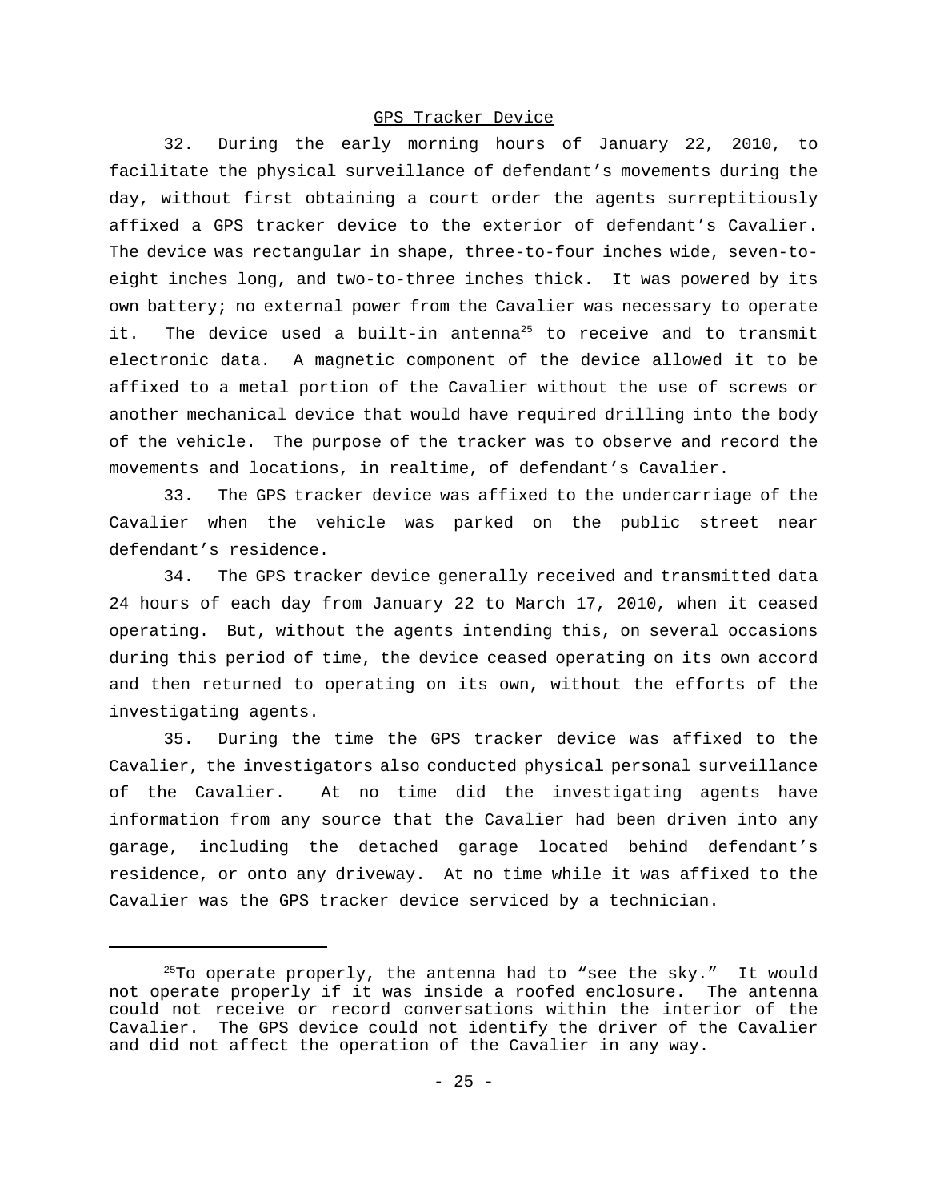## GPS Tracker Device

32. During the early morning hours of January 22, 2010, to facilitate the physical surveillance of defendant's movements during the day, without first obtaining a court order the agents surreptitiously affixed a GPS tracker device to the exterior of defendant's Cavalier. The device was rectangular in shape, three-to-four inches wide, seven-to-eight inches long, and two-to-three inches thick. It was powered by its own battery; no external power from the Cavalier was necessary to operate it. The device used a built-in antenna[25] to receive and to transmit electronic data. A magnetic component of the device allowed it to be affixed to a metal portion of the Cavalier without the use of screws or another mechanical device that would have required drilling into the body of the vehicle. The purpose of the tracker was to observe and record the movements and locations, in realtime, of defendant's Cavalier.

33. The GPS tracker device was affixed to the undercarriage of the Cavalier when the vehicle was parked on the public street near defendant's residence.

34. The GPS tracker device generally received and transmitted data 24 hours of each day from January 22 to March 17, 2010, when it ceased operating. But, without the agents intending this, on several occasions during this period of time, the device ceased operating on its own accord and then returned to operating on its own, without the efforts of the investigating agents.

35. During the time the GPS tracker device was affixed to the Cavalier, the investigators also conducted physical personal surveillance of the Cavalier. At no time did the investigating agents have information from any source that the Cavalier had been driven into any garage, including the detached garage located behind defendant's residence, or onto any driveway. At no time while it was affixed to the Cavalier was the GPS tracker device serviced by a technician.

---

[25] To operate properly, the antenna had to "see the sky." It would not operate properly if it was inside a roofed enclosure. The antenna could not receive or record conversations within the interior of the Cavalier. The GPS device could not identify the driver of the Cavalier and did not affect the operation of the Cavalier in any way.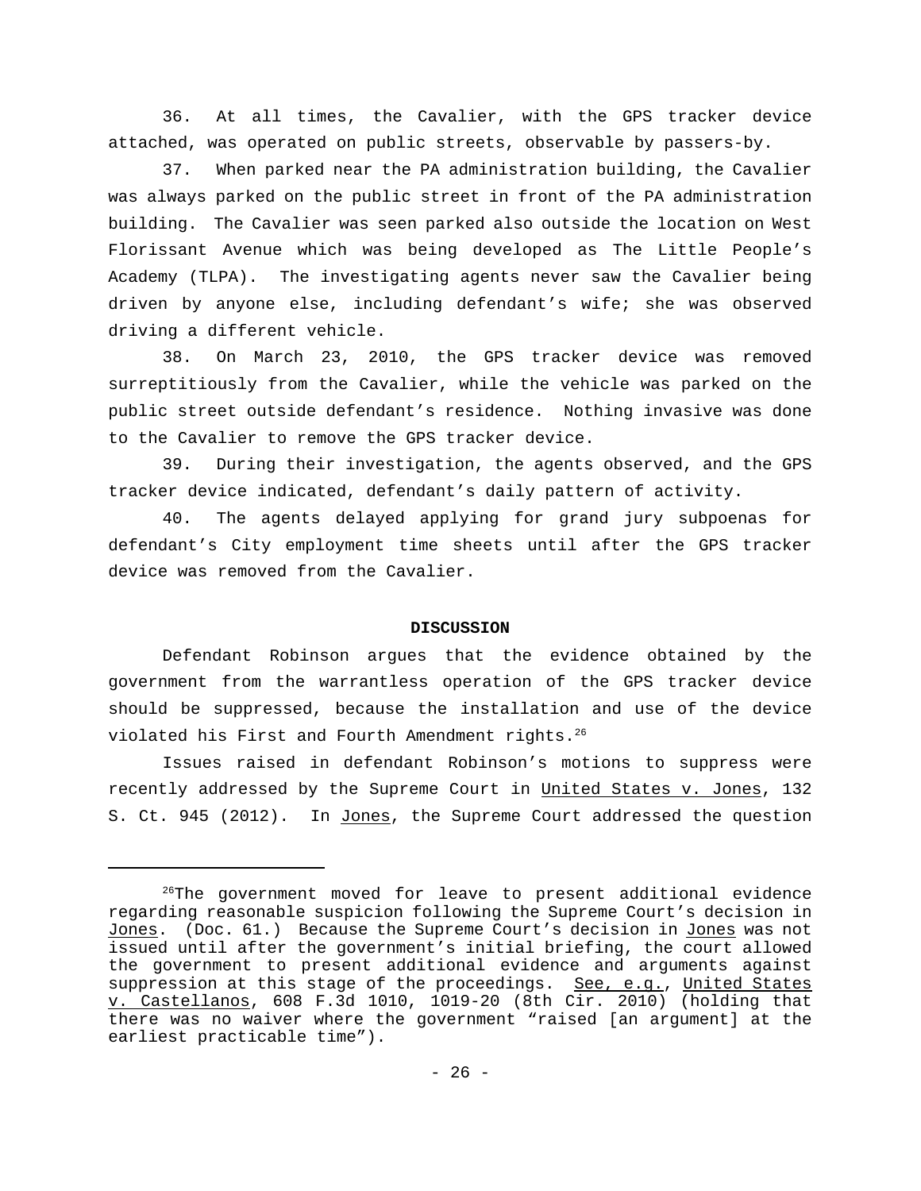36. At all times, the Cavalier, with the GPS tracker device attached, was operated on public streets, observable by passers-by.

37. When parked near the PA administration building, the Cavalier was always parked on the public street in front of the PA administration building. The Cavalier was seen parked also outside the location on West Florissant Avenue which was being developed as The Little People's Academy (TLPA). The investigating agents never saw the Cavalier being driven by anyone else, including defendant's wife; she was observed driving a different vehicle.

38. On March 23, 2010, the GPS tracker device was removed surreptitiously from the Cavalier, while the vehicle was parked on the public street outside defendant's residence. Nothing invasive was done to the Cavalier to remove the GPS tracker device.

39. During their investigation, the agents observed, and the GPS tracker device indicated, defendant's daily pattern of activity.

40. The agents delayed applying for grand jury subpoenas for defendant's City employment time sheets until after the GPS tracker device was removed from the Cavalier.

**DISCUSSION**

Defendant Robinson argues that the evidence obtained by the government from the warrantless operation of the GPS tracker device should be suppressed, because the installation and use of the device violated his First and Fourth Amendment rights.[26]

Issues raised in defendant Robinson's motions to suppress were recently addressed by the Supreme Court in United States v. Jones, 132 S. Ct. 945 (2012). In Jones, the Supreme Court addressed the question

[26]The government moved for leave to present additional evidence regarding reasonable suspicion following the Supreme Court's decision in Jones. (Doc. 61.) Because the Supreme Court's decision in Jones was not issued until after the government's initial briefing, the court allowed the government to present additional evidence and arguments against suppression at this stage of the proceedings. See, e.g., United States v. Castellanos, 608 F.3d 1010, 1019-20 (8th Cir. 2010) (holding that there was no waiver where the government "raised [an argument] at the earliest practicable time").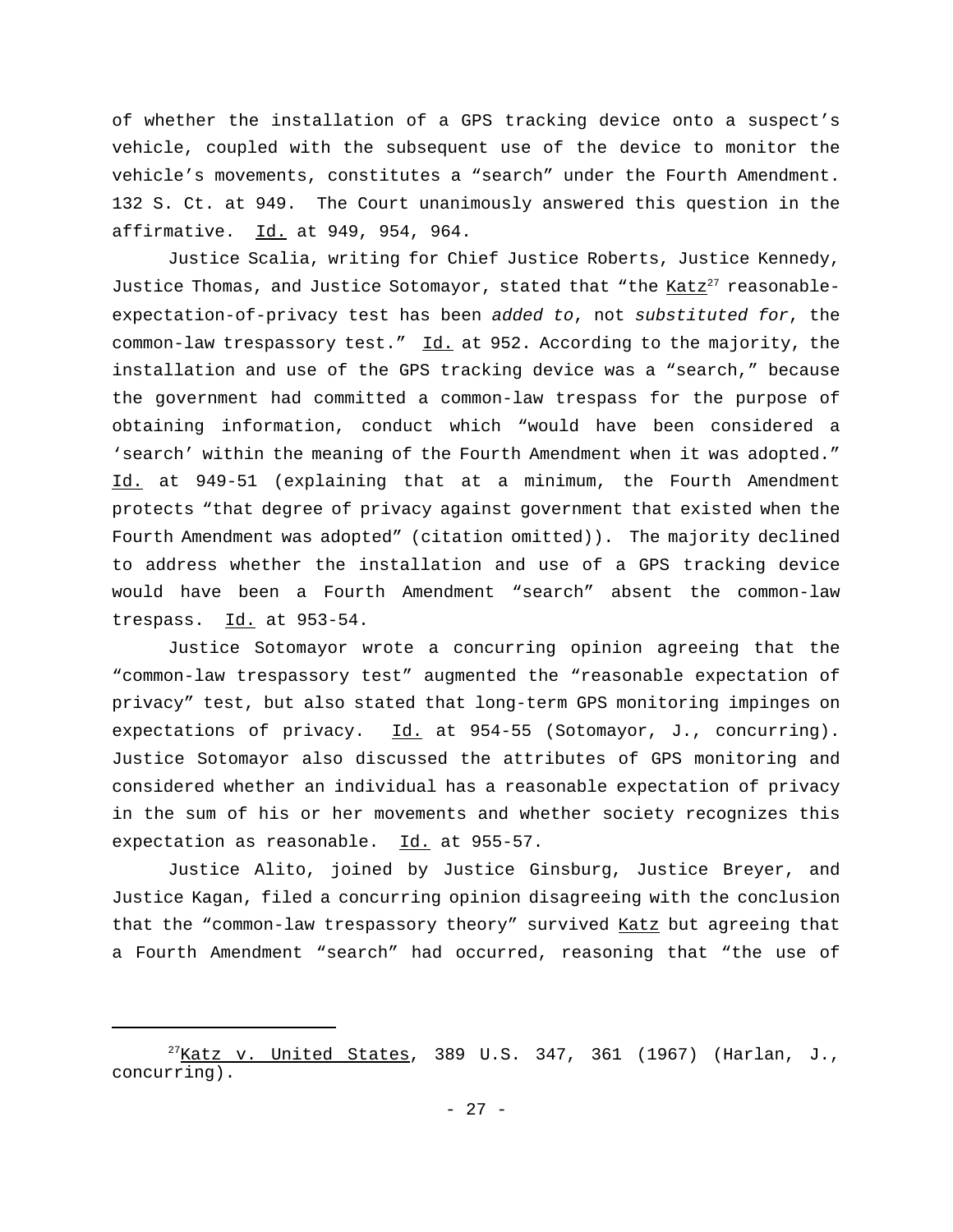of whether the installation of a GPS tracking device onto a suspect's vehicle, coupled with the subsequent use of the device to monitor the vehicle's movements, constitutes a "search" under the Fourth Amendment. 132 S. Ct. at 949. The Court unanimously answered this question in the affirmative. Id. at 949, 954, 964.

Justice Scalia, writing for Chief Justice Roberts, Justice Kennedy, Justice Thomas, and Justice Sotomayor, stated that "the Katz[27] reasonable-expectation-of-privacy test has been *added to*, not *substituted for*, the common-law trespassory test." Id. at 952. According to the majority, the installation and use of the GPS tracking device was a "search," because the government had committed a common-law trespass for the purpose of obtaining information, conduct which "would have been considered a 'search' within the meaning of the Fourth Amendment when it was adopted." Id. at 949-51 (explaining that at a minimum, the Fourth Amendment protects "that degree of privacy against government that existed when the Fourth Amendment was adopted" (citation omitted)). The majority declined to address whether the installation and use of a GPS tracking device would have been a Fourth Amendment "search" absent the common-law trespass. Id. at 953-54.

Justice Sotomayor wrote a concurring opinion agreeing that the "common-law trespassory test" augmented the "reasonable expectation of privacy" test, but also stated that long-term GPS monitoring impinges on expectations of privacy. Id. at 954-55 (Sotomayor, J., concurring). Justice Sotomayor also discussed the attributes of GPS monitoring and considered whether an individual has a reasonable expectation of privacy in the sum of his or her movements and whether society recognizes this expectation as reasonable. Id. at 955-57.

Justice Alito, joined by Justice Ginsburg, Justice Breyer, and Justice Kagan, filed a concurring opinion disagreeing with the conclusion that the "common-law trespassory theory" survived Katz but agreeing that a Fourth Amendment "search" had occurred, reasoning that "the use of

---

[27] Katz v. United States, 389 U.S. 347, 361 (1967) (Harlan, J., concurring).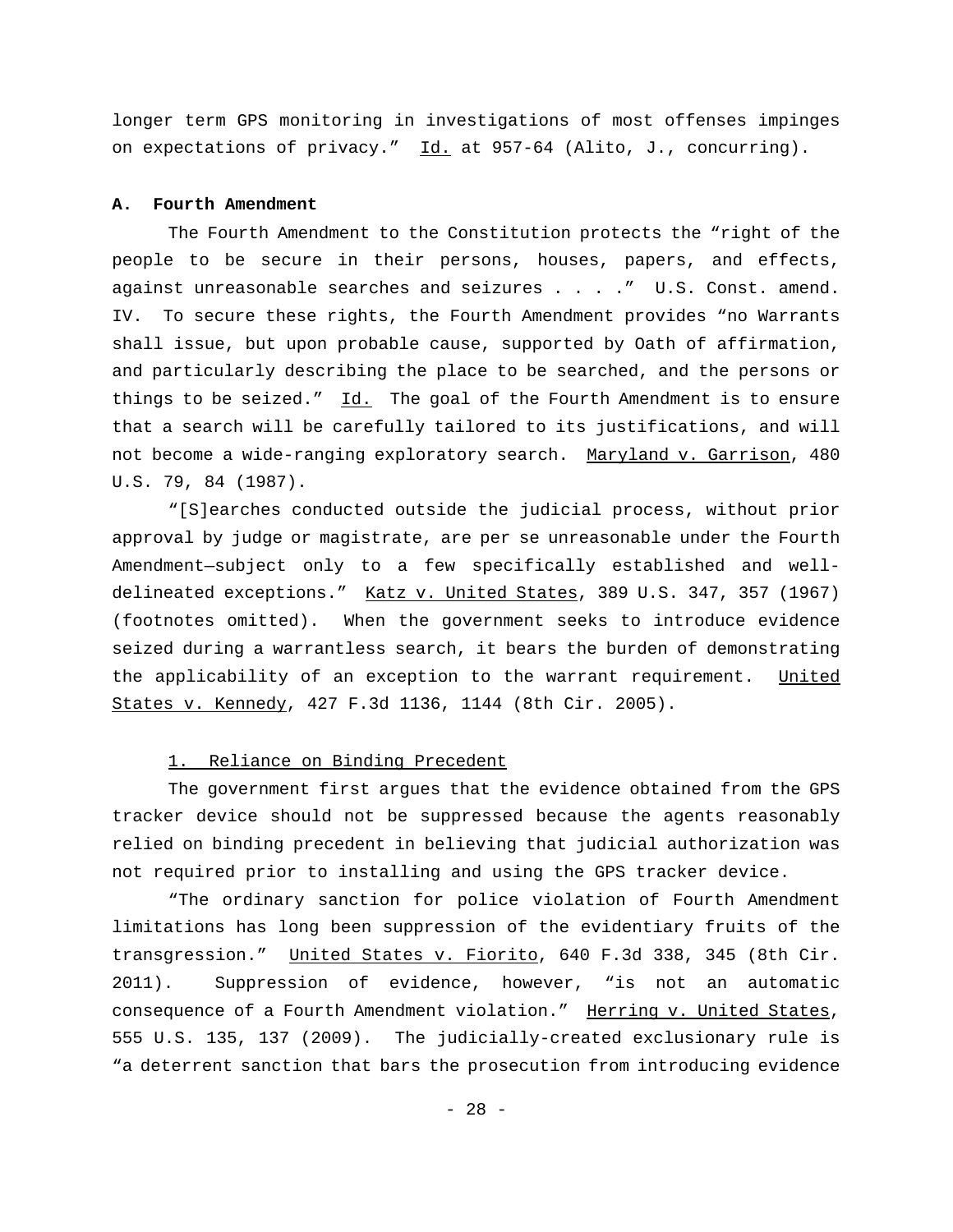longer term GPS monitoring in investigations of most offenses impinges on expectations of privacy." Id. at 957-64 (Alito, J., concurring).

**A. Fourth Amendment**

The Fourth Amendment to the Constitution protects the "right of the people to be secure in their persons, houses, papers, and effects, against unreasonable searches and seizures . . . ." U.S. Const. amend. IV. To secure these rights, the Fourth Amendment provides "no Warrants shall issue, but upon probable cause, supported by Oath of affirmation, and particularly describing the place to be searched, and the persons or things to be seized." Id. The goal of the Fourth Amendment is to ensure that a search will be carefully tailored to its justifications, and will not become a wide-ranging exploratory search. Maryland v. Garrison, 480 U.S. 79, 84 (1987).

"[S]earches conducted outside the judicial process, without prior approval by judge or magistrate, are per se unreasonable under the Fourth Amendment—subject only to a few specifically established and well-delineated exceptions." Katz v. United States, 389 U.S. 347, 357 (1967) (footnotes omitted). When the government seeks to introduce evidence seized during a warrantless search, it bears the burden of demonstrating the applicability of an exception to the warrant requirement. United States v. Kennedy, 427 F.3d 1136, 1144 (8th Cir. 2005).

1. Reliance on Binding Precedent

The government first argues that the evidence obtained from the GPS tracker device should not be suppressed because the agents reasonably relied on binding precedent in believing that judicial authorization was not required prior to installing and using the GPS tracker device.

"The ordinary sanction for police violation of Fourth Amendment limitations has long been suppression of the evidentiary fruits of the transgression." United States v. Fiorito, 640 F.3d 338, 345 (8th Cir. 2011). Suppression of evidence, however, "is not an automatic consequence of a Fourth Amendment violation." Herring v. United States, 555 U.S. 135, 137 (2009). The judicially-created exclusionary rule is "a deterrent sanction that bars the prosecution from introducing evidence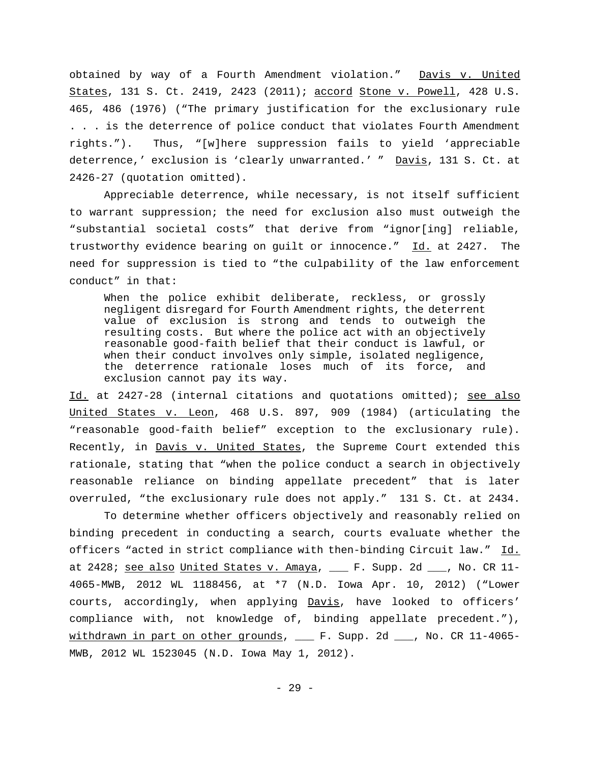obtained by way of a Fourth Amendment violation." Davis v. United States, 131 S. Ct. 2419, 2423 (2011); accord Stone v. Powell, 428 U.S. 465, 486 (1976) ("The primary justification for the exclusionary rule . . . is the deterrence of police conduct that violates Fourth Amendment rights."). Thus, "[w]here suppression fails to yield 'appreciable deterrence,' exclusion is 'clearly unwarranted.' " Davis, 131 S. Ct. at 2426-27 (quotation omitted).

Appreciable deterrence, while necessary, is not itself sufficient to warrant suppression; the need for exclusion also must outweigh the "substantial societal costs" that derive from "ignor[ing] reliable, trustworthy evidence bearing on guilt or innocence." Id. at 2427. The need for suppression is tied to "the culpability of the law enforcement conduct" in that:

> When the police exhibit deliberate, reckless, or grossly negligent disregard for Fourth Amendment rights, the deterrent value of exclusion is strong and tends to outweigh the resulting costs. But where the police act with an objectively reasonable good-faith belief that their conduct is lawful, or when their conduct involves only simple, isolated negligence, the deterrence rationale loses much of its force, and exclusion cannot pay its way.

Id. at 2427-28 (internal citations and quotations omitted); see also United States v. Leon, 468 U.S. 897, 909 (1984) (articulating the "reasonable good-faith belief" exception to the exclusionary rule). Recently, in Davis v. United States, the Supreme Court extended this rationale, stating that "when the police conduct a search in objectively reasonable reliance on binding appellate precedent" that is later overruled, "the exclusionary rule does not apply." 131 S. Ct. at 2434.

To determine whether officers objectively and reasonably relied on binding precedent in conducting a search, courts evaluate whether the officers "acted in strict compliance with then-binding Circuit law." Id. at 2428; see also United States v. Amaya, ___ F. Supp. 2d ___, No. CR 11-4065-MWB, 2012 WL 1188456, at *7 (N.D. Iowa Apr. 10, 2012) ("Lower courts, accordingly, when applying Davis, have looked to officers' compliance with, not knowledge of, binding appellate precedent."), withdrawn in part on other grounds, ___ F. Supp. 2d ___, No. CR 11-4065-MWB, 2012 WL 1523045 (N.D. Iowa May 1, 2012).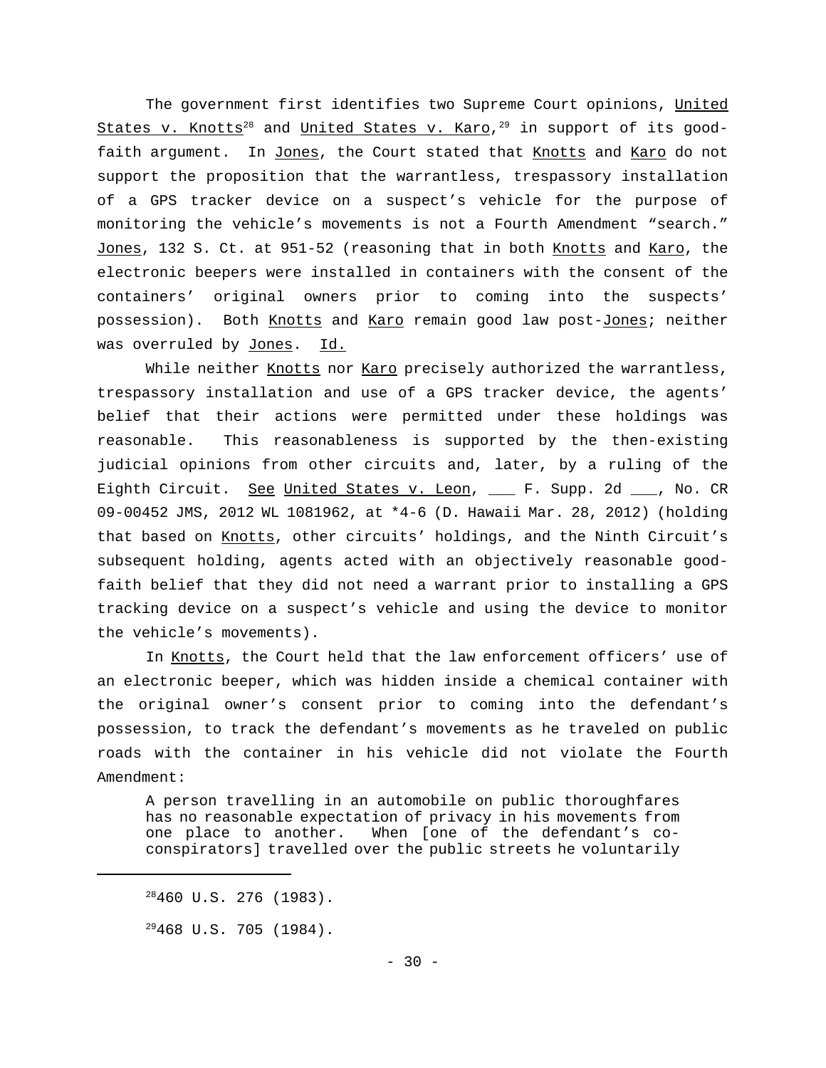The government first identifies two Supreme Court opinions, United States v. Knotts[28] and United States v. Karo,[29] in support of its good-faith argument. In Jones, the Court stated that Knotts and Karo do not support the proposition that the warrantless, trespassory installation of a GPS tracker device on a suspect's vehicle for the purpose of monitoring the vehicle's movements is not a Fourth Amendment "search." Jones, 132 S. Ct. at 951-52 (reasoning that in both Knotts and Karo, the electronic beepers were installed in containers with the consent of the containers' original owners prior to coming into the suspects' possession). Both Knotts and Karo remain good law post-Jones; neither was overruled by Jones. Id.

While neither Knotts nor Karo precisely authorized the warrantless, trespassory installation and use of a GPS tracker device, the agents' belief that their actions were permitted under these holdings was reasonable. This reasonableness is supported by the then-existing judicial opinions from other circuits and, later, by a ruling of the Eighth Circuit. See United States v. Leon, ___ F. Supp. 2d ___, No. CR 09-00452 JMS, 2012 WL 1081962, at *4-6 (D. Hawaii Mar. 28, 2012) (holding that based on Knotts, other circuits' holdings, and the Ninth Circuit's subsequent holding, agents acted with an objectively reasonable good-faith belief that they did not need a warrant prior to installing a GPS tracking device on a suspect's vehicle and using the device to monitor the vehicle's movements).

In Knotts, the Court held that the law enforcement officers' use of an electronic beeper, which was hidden inside a chemical container with the original owner's consent prior to coming into the defendant's possession, to track the defendant's movements as he traveled on public roads with the container in his vehicle did not violate the Fourth Amendment:

> A person travelling in an automobile on public thoroughfares has no reasonable expectation of privacy in his movements from one place to another. When [one of the defendant's co-conspirators] travelled over the public streets he voluntarily

---

[28] 460 U.S. 276 (1983).

[29] 468 U.S. 705 (1984).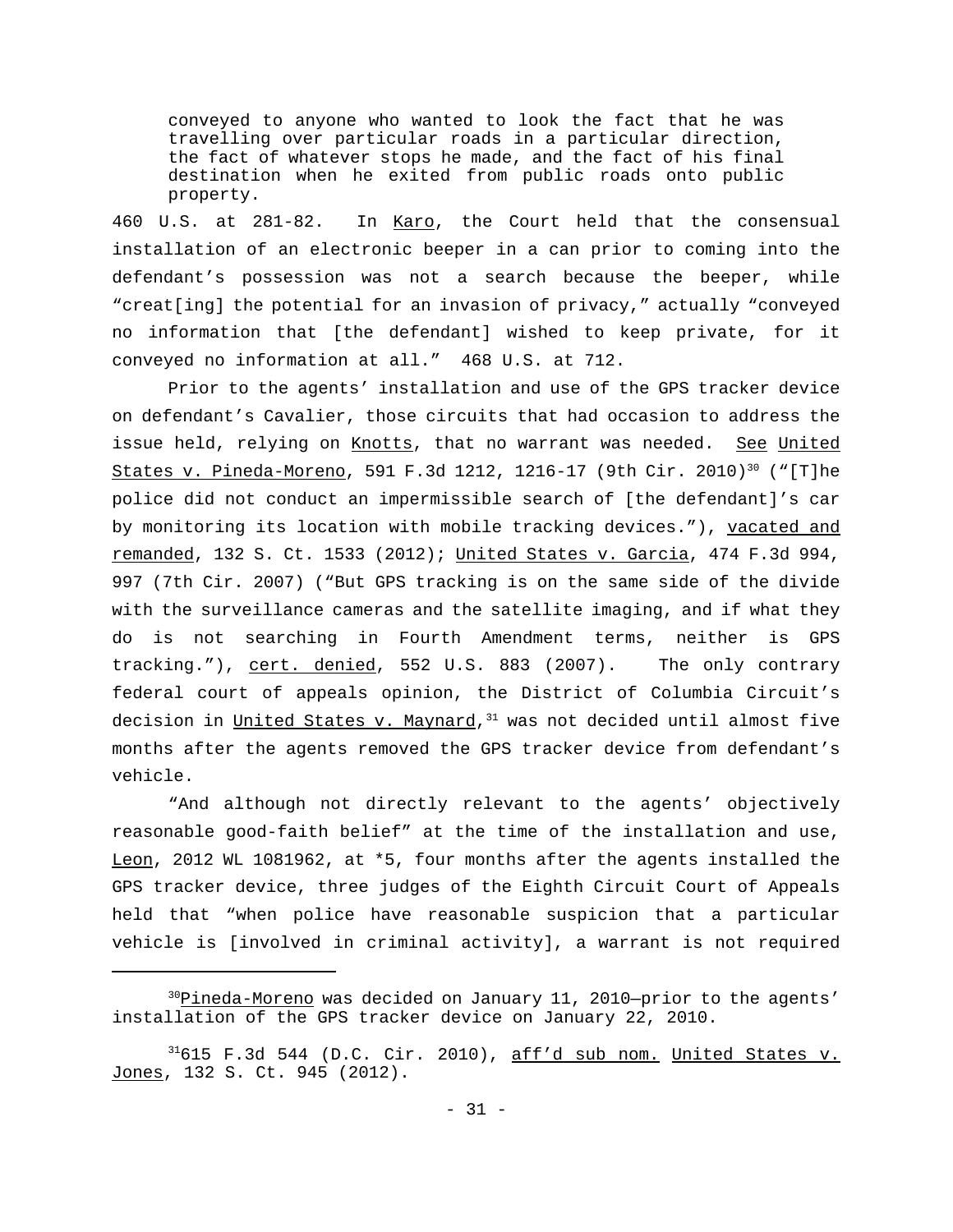> conveyed to anyone who wanted to look the fact that he was travelling over particular roads in a particular direction, the fact of whatever stops he made, and the fact of his final destination when he exited from public roads onto public property.

460 U.S. at 281-82. In Karo, the Court held that the consensual installation of an electronic beeper in a can prior to coming into the defendant's possession was not a search because the beeper, while "creat[ing] the potential for an invasion of privacy," actually "conveyed no information that [the defendant] wished to keep private, for it conveyed no information at all." 468 U.S. at 712.

Prior to the agents' installation and use of the GPS tracker device on defendant's Cavalier, those circuits that had occasion to address the issue held, relying on Knotts, that no warrant was needed. See United States v. Pineda-Moreno, 591 F.3d 1212, 1216-17 (9th Cir. 2010)[30] ("[T]he police did not conduct an impermissible search of [the defendant]'s car by monitoring its location with mobile tracking devices."), vacated and remanded, 132 S. Ct. 1533 (2012); United States v. Garcia, 474 F.3d 994, 997 (7th Cir. 2007) ("But GPS tracking is on the same side of the divide with the surveillance cameras and the satellite imaging, and if what they do is not searching in Fourth Amendment terms, neither is GPS tracking."), cert. denied, 552 U.S. 883 (2007). The only contrary federal court of appeals opinion, the District of Columbia Circuit's decision in United States v. Maynard,[31] was not decided until almost five months after the agents removed the GPS tracker device from defendant's vehicle.

"And although not directly relevant to the agents' objectively reasonable good-faith belief" at the time of the installation and use, Leon, 2012 WL 1081962, at *5, four months after the agents installed the GPS tracker device, three judges of the Eighth Circuit Court of Appeals held that "when police have reasonable suspicion that a particular vehicle is [involved in criminal activity], a warrant is not required

---

[30] Pineda-Moreno was decided on January 11, 2010—prior to the agents' installation of the GPS tracker device on January 22, 2010.

[31] 615 F.3d 544 (D.C. Cir. 2010), aff'd sub nom. United States v. Jones, 132 S. Ct. 945 (2012).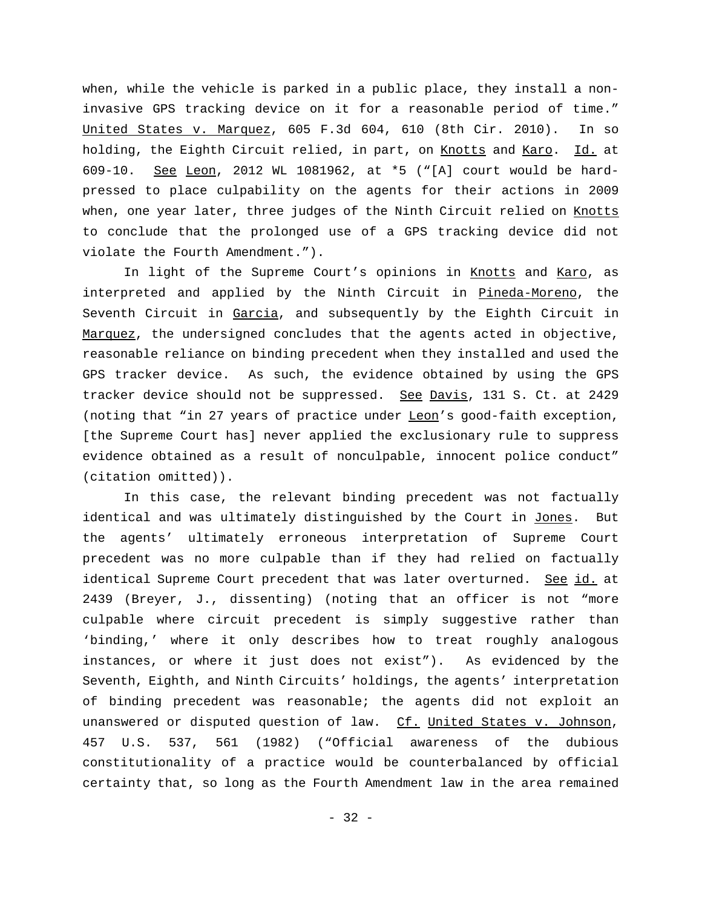when, while the vehicle is parked in a public place, they install a non-invasive GPS tracking device on it for a reasonable period of time." United States v. Marquez, 605 F.3d 604, 610 (8th Cir. 2010). In so holding, the Eighth Circuit relied, in part, on Knotts and Karo. Id. at 609-10. See Leon, 2012 WL 1081962, at *5 ("[A] court would be hard-pressed to place culpability on the agents for their actions in 2009 when, one year later, three judges of the Ninth Circuit relied on Knotts to conclude that the prolonged use of a GPS tracking device did not violate the Fourth Amendment.").

In light of the Supreme Court's opinions in Knotts and Karo, as interpreted and applied by the Ninth Circuit in Pineda-Moreno, the Seventh Circuit in Garcia, and subsequently by the Eighth Circuit in Marquez, the undersigned concludes that the agents acted in objective, reasonable reliance on binding precedent when they installed and used the GPS tracker device. As such, the evidence obtained by using the GPS tracker device should not be suppressed. See Davis, 131 S. Ct. at 2429 (noting that "in 27 years of practice under Leon's good-faith exception, [the Supreme Court has] never applied the exclusionary rule to suppress evidence obtained as a result of nonculpable, innocent police conduct" (citation omitted)).

In this case, the relevant binding precedent was not factually identical and was ultimately distinguished by the Court in Jones. But the agents' ultimately erroneous interpretation of Supreme Court precedent was no more culpable than if they had relied on factually identical Supreme Court precedent that was later overturned. See id. at 2439 (Breyer, J., dissenting) (noting that an officer is not "more culpable where circuit precedent is simply suggestive rather than 'binding,' where it only describes how to treat roughly analogous instances, or where it just does not exist"). As evidenced by the Seventh, Eighth, and Ninth Circuits' holdings, the agents' interpretation of binding precedent was reasonable; the agents did not exploit an unanswered or disputed question of law. Cf. United States v. Johnson, 457 U.S. 537, 561 (1982) ("Official awareness of the dubious constitutionality of a practice would be counterbalanced by official certainty that, so long as the Fourth Amendment law in the area remained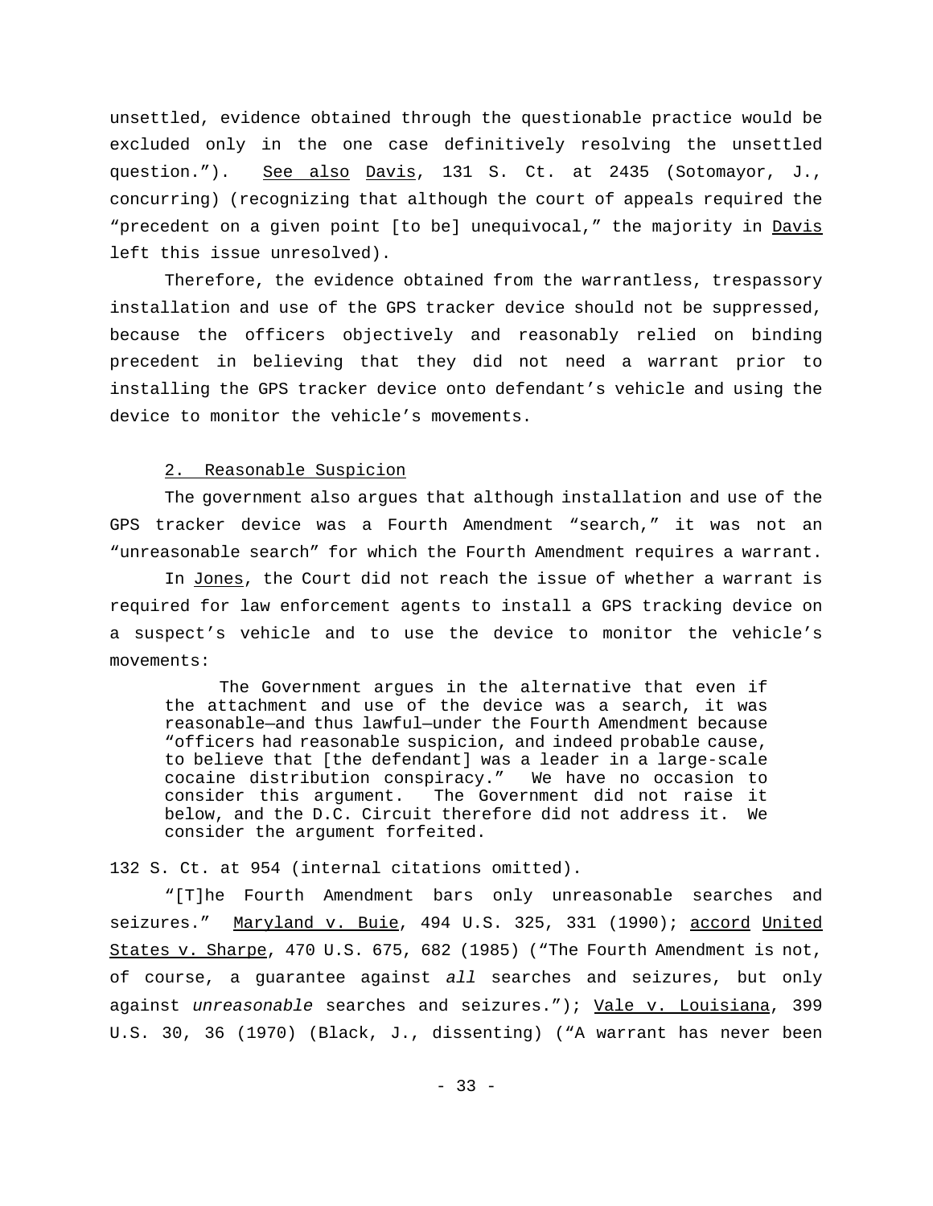unsettled, evidence obtained through the questionable practice would be excluded only in the one case definitively resolving the unsettled question."). See also Davis, 131 S. Ct. at 2435 (Sotomayor, J., concurring) (recognizing that although the court of appeals required the "precedent on a given point [to be] unequivocal," the majority in Davis left this issue unresolved).

Therefore, the evidence obtained from the warrantless, trespassory installation and use of the GPS tracker device should not be suppressed, because the officers objectively and reasonably relied on binding precedent in believing that they did not need a warrant prior to installing the GPS tracker device onto defendant's vehicle and using the device to monitor the vehicle's movements.

2. Reasonable Suspicion

The government also argues that although installation and use of the GPS tracker device was a Fourth Amendment "search," it was not an "unreasonable search" for which the Fourth Amendment requires a warrant.

In Jones, the Court did not reach the issue of whether a warrant is required for law enforcement agents to install a GPS tracking device on a suspect's vehicle and to use the device to monitor the vehicle's movements:

> The Government argues in the alternative that even if the attachment and use of the device was a search, it was reasonable—and thus lawful—under the Fourth Amendment because "officers had reasonable suspicion, and indeed probable cause, to believe that [the defendant] was a leader in a large-scale cocaine distribution conspiracy." We have no occasion to consider this argument. The Government did not raise it below, and the D.C. Circuit therefore did not address it. We consider the argument forfeited.

132 S. Ct. at 954 (internal citations omitted).

"[T]he Fourth Amendment bars only unreasonable searches and seizures." Maryland v. Buie, 494 U.S. 325, 331 (1990); accord United States v. Sharpe, 470 U.S. 675, 682 (1985) ("The Fourth Amendment is not, of course, a guarantee against *all* searches and seizures, but only against *unreasonable* searches and seizures."); Vale v. Louisiana, 399 U.S. 30, 36 (1970) (Black, J., dissenting) ("A warrant has never been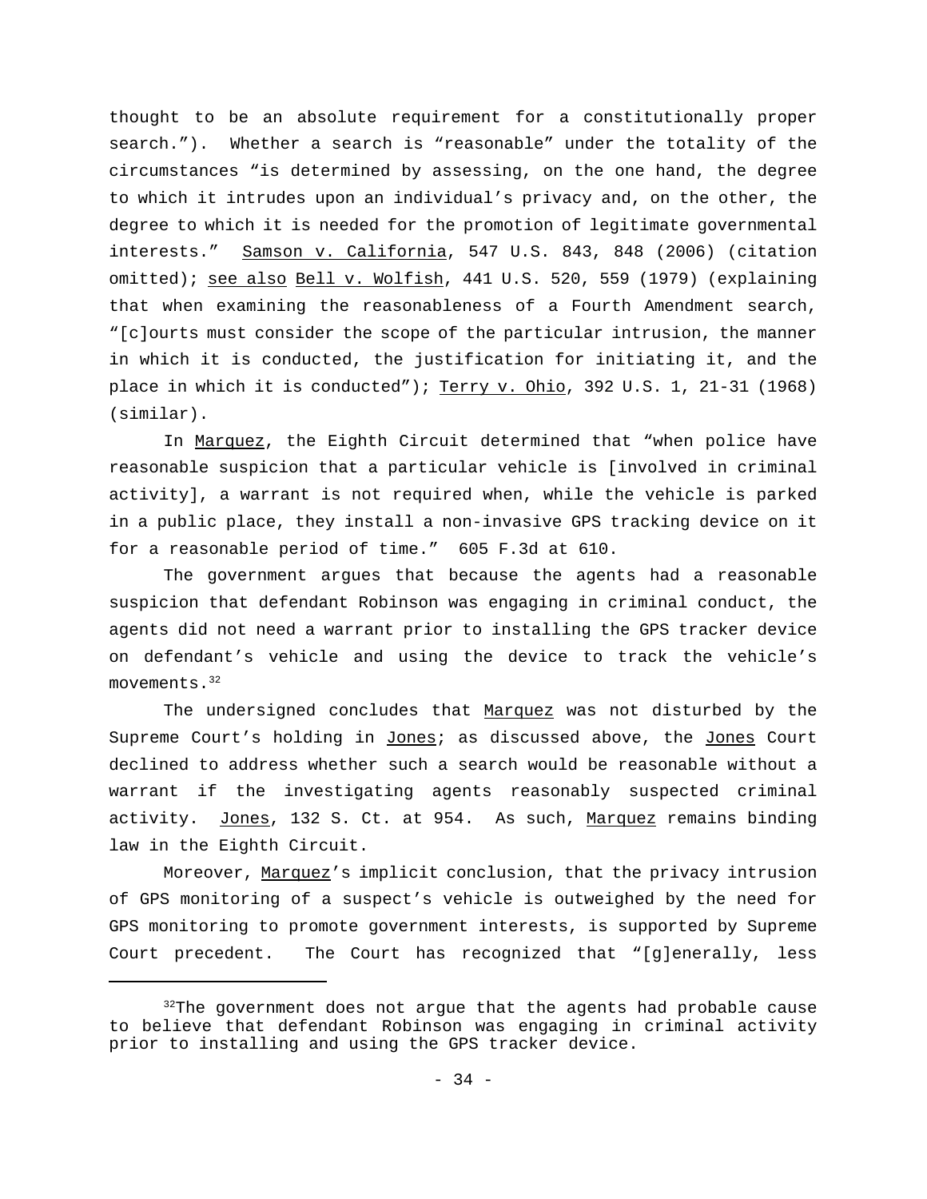thought to be an absolute requirement for a constitutionally proper search."). Whether a search is "reasonable" under the totality of the circumstances "is determined by assessing, on the one hand, the degree to which it intrudes upon an individual's privacy and, on the other, the degree to which it is needed for the promotion of legitimate governmental interests." Samson v. California, 547 U.S. 843, 848 (2006) (citation omitted); see also Bell v. Wolfish, 441 U.S. 520, 559 (1979) (explaining that when examining the reasonableness of a Fourth Amendment search, "[c]ourts must consider the scope of the particular intrusion, the manner in which it is conducted, the justification for initiating it, and the place in which it is conducted"); Terry v. Ohio, 392 U.S. 1, 21-31 (1968) (similar).

In Marquez, the Eighth Circuit determined that "when police have reasonable suspicion that a particular vehicle is [involved in criminal activity], a warrant is not required when, while the vehicle is parked in a public place, they install a non-invasive GPS tracking device on it for a reasonable period of time." 605 F.3d at 610.

The government argues that because the agents had a reasonable suspicion that defendant Robinson was engaging in criminal conduct, the agents did not need a warrant prior to installing the GPS tracker device on defendant's vehicle and using the device to track the vehicle's movements.[32]

The undersigned concludes that Marquez was not disturbed by the Supreme Court's holding in Jones; as discussed above, the Jones Court declined to address whether such a search would be reasonable without a warrant if the investigating agents reasonably suspected criminal activity. Jones, 132 S. Ct. at 954. As such, Marquez remains binding law in the Eighth Circuit.

Moreover, Marquez's implicit conclusion, that the privacy intrusion of GPS monitoring of a suspect's vehicle is outweighed by the need for GPS monitoring to promote government interests, is supported by Supreme Court precedent. The Court has recognized that "[g]enerally, less

---

[32] The government does not argue that the agents had probable cause to believe that defendant Robinson was engaging in criminal activity prior to installing and using the GPS tracker device.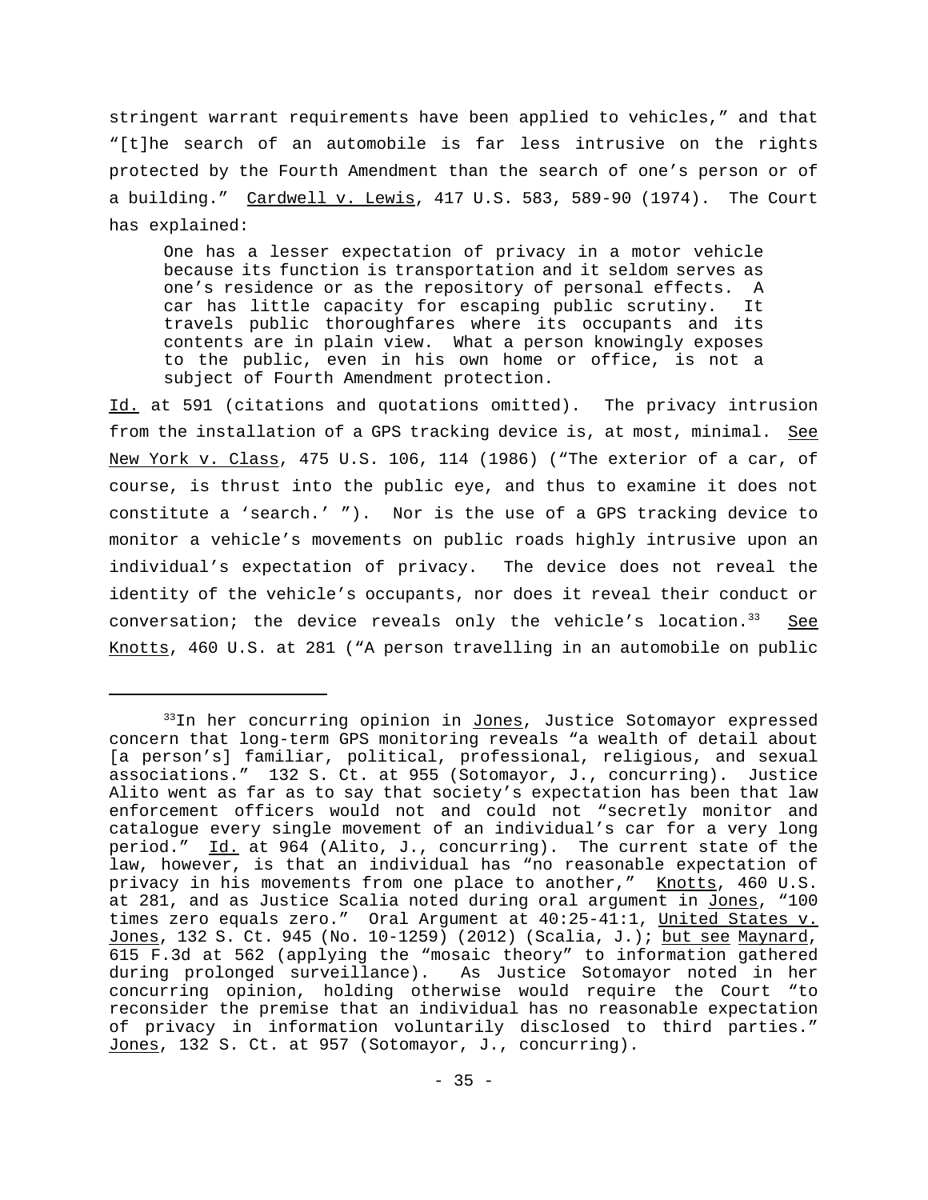stringent warrant requirements have been applied to vehicles," and that "[t]he search of an automobile is far less intrusive on the rights protected by the Fourth Amendment than the search of one's person or of a building." Cardwell v. Lewis, 417 U.S. 583, 589-90 (1974). The Court has explained:

> One has a lesser expectation of privacy in a motor vehicle because its function is transportation and it seldom serves as one's residence or as the repository of personal effects. A car has little capacity for escaping public scrutiny. It travels public thoroughfares where its occupants and its contents are in plain view. What a person knowingly exposes to the public, even in his own home or office, is not a subject of Fourth Amendment protection.

Id. at 591 (citations and quotations omitted). The privacy intrusion from the installation of a GPS tracking device is, at most, minimal. See New York v. Class, 475 U.S. 106, 114 (1986) ("The exterior of a car, of course, is thrust into the public eye, and thus to examine it does not constitute a 'search.' "). Nor is the use of a GPS tracking device to monitor a vehicle's movements on public roads highly intrusive upon an individual's expectation of privacy. The device does not reveal the identity of the vehicle's occupants, nor does it reveal their conduct or conversation; the device reveals only the vehicle's location.[33] See Knotts, 460 U.S. at 281 ("A person travelling in an automobile on public

---

[33] In her concurring opinion in Jones, Justice Sotomayor expressed concern that long-term GPS monitoring reveals "a wealth of detail about [a person's] familiar, political, professional, religious, and sexual associations." 132 S. Ct. at 955 (Sotomayor, J., concurring). Justice Alito went as far as to say that society's expectation has been that law enforcement officers would not and could not "secretly monitor and catalogue every single movement of an individual's car for a very long period." Id. at 964 (Alito, J., concurring). The current state of the law, however, is that an individual has "no reasonable expectation of privacy in his movements from one place to another," Knotts, 460 U.S. at 281, and as Justice Scalia noted during oral argument in Jones, "100 times zero equals zero." Oral Argument at 40:25-41:1, United States v. Jones, 132 S. Ct. 945 (No. 10-1259) (2012) (Scalia, J.); but see Maynard, 615 F.3d at 562 (applying the "mosaic theory" to information gathered during prolonged surveillance). As Justice Sotomayor noted in her concurring opinion, holding otherwise would require the Court "to reconsider the premise that an individual has no reasonable expectation of privacy in information voluntarily disclosed to third parties." Jones, 132 S. Ct. at 957 (Sotomayor, J., concurring).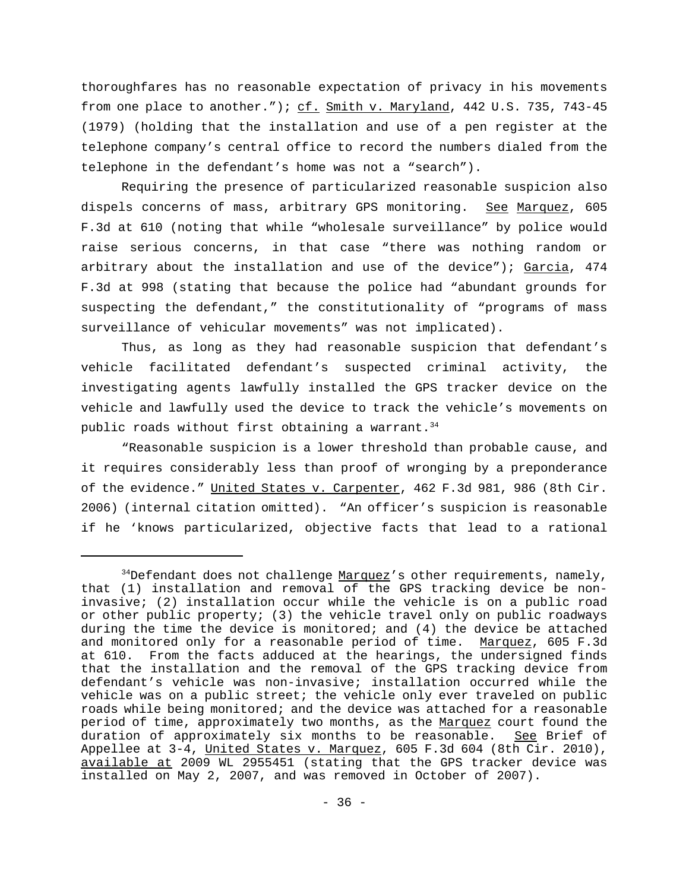thoroughfares has no reasonable expectation of privacy in his movements from one place to another."); cf. Smith v. Maryland, 442 U.S. 735, 743-45 (1979) (holding that the installation and use of a pen register at the telephone company's central office to record the numbers dialed from the telephone in the defendant's home was not a "search").

Requiring the presence of particularized reasonable suspicion also dispels concerns of mass, arbitrary GPS monitoring. See Marquez, 605 F.3d at 610 (noting that while "wholesale surveillance" by police would raise serious concerns, in that case "there was nothing random or arbitrary about the installation and use of the device"); Garcia, 474 F.3d at 998 (stating that because the police had "abundant grounds for suspecting the defendant," the constitutionality of "programs of mass surveillance of vehicular movements" was not implicated).

Thus, as long as they had reasonable suspicion that defendant's vehicle facilitated defendant's suspected criminal activity, the investigating agents lawfully installed the GPS tracker device on the vehicle and lawfully used the device to track the vehicle's movements on public roads without first obtaining a warrant.[34]

"Reasonable suspicion is a lower threshold than probable cause, and it requires considerably less than proof of wronging by a preponderance of the evidence." United States v. Carpenter, 462 F.3d 981, 986 (8th Cir. 2006) (internal citation omitted). "An officer's suspicion is reasonable if he 'knows particularized, objective facts that lead to a rational

---

[34]Defendant does not challenge Marquez's other requirements, namely, that (1) installation and removal of the GPS tracking device be non-invasive; (2) installation occur while the vehicle is on a public road or other public property; (3) the vehicle travel only on public roadways during the time the device is monitored; and (4) the device be attached and monitored only for a reasonable period of time. Marquez, 605 F.3d at 610. From the facts adduced at the hearings, the undersigned finds that the installation and the removal of the GPS tracking device from defendant's vehicle was non-invasive; installation occurred while the vehicle was on a public street; the vehicle only ever traveled on public roads while being monitored; and the device was attached for a reasonable period of time, approximately two months, as the Marquez court found the duration of approximately six months to be reasonable. See Brief of Appellee at 3-4, United States v. Marquez, 605 F.3d 604 (8th Cir. 2010), available at 2009 WL 2955451 (stating that the GPS tracker device was installed on May 2, 2007, and was removed in October of 2007).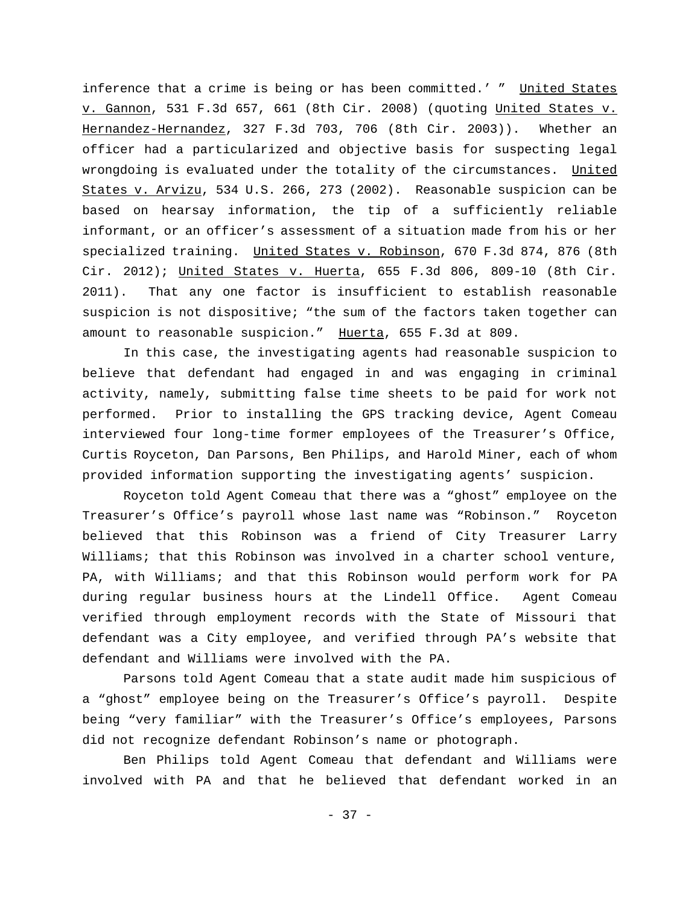inference that a crime is being or has been committed.' " United States v. Gannon, 531 F.3d 657, 661 (8th Cir. 2008) (quoting United States v. Hernandez-Hernandez, 327 F.3d 703, 706 (8th Cir. 2003)). Whether an officer had a particularized and objective basis for suspecting legal wrongdoing is evaluated under the totality of the circumstances. United States v. Arvizu, 534 U.S. 266, 273 (2002). Reasonable suspicion can be based on hearsay information, the tip of a sufficiently reliable informant, or an officer's assessment of a situation made from his or her specialized training. United States v. Robinson, 670 F.3d 874, 876 (8th Cir. 2012); United States v. Huerta, 655 F.3d 806, 809-10 (8th Cir. 2011). That any one factor is insufficient to establish reasonable suspicion is not dispositive; "the sum of the factors taken together can amount to reasonable suspicion." Huerta, 655 F.3d at 809.

In this case, the investigating agents had reasonable suspicion to believe that defendant had engaged in and was engaging in criminal activity, namely, submitting false time sheets to be paid for work not performed. Prior to installing the GPS tracking device, Agent Comeau interviewed four long-time former employees of the Treasurer's Office, Curtis Royceton, Dan Parsons, Ben Philips, and Harold Miner, each of whom provided information supporting the investigating agents' suspicion.

Royceton told Agent Comeau that there was a "ghost" employee on the Treasurer's Office's payroll whose last name was "Robinson." Royceton believed that this Robinson was a friend of City Treasurer Larry Williams; that this Robinson was involved in a charter school venture, PA, with Williams; and that this Robinson would perform work for PA during regular business hours at the Lindell Office. Agent Comeau verified through employment records with the State of Missouri that defendant was a City employee, and verified through PA's website that defendant and Williams were involved with the PA.

Parsons told Agent Comeau that a state audit made him suspicious of a "ghost" employee being on the Treasurer's Office's payroll. Despite being "very familiar" with the Treasurer's Office's employees, Parsons did not recognize defendant Robinson's name or photograph.

Ben Philips told Agent Comeau that defendant and Williams were involved with PA and that he believed that defendant worked in an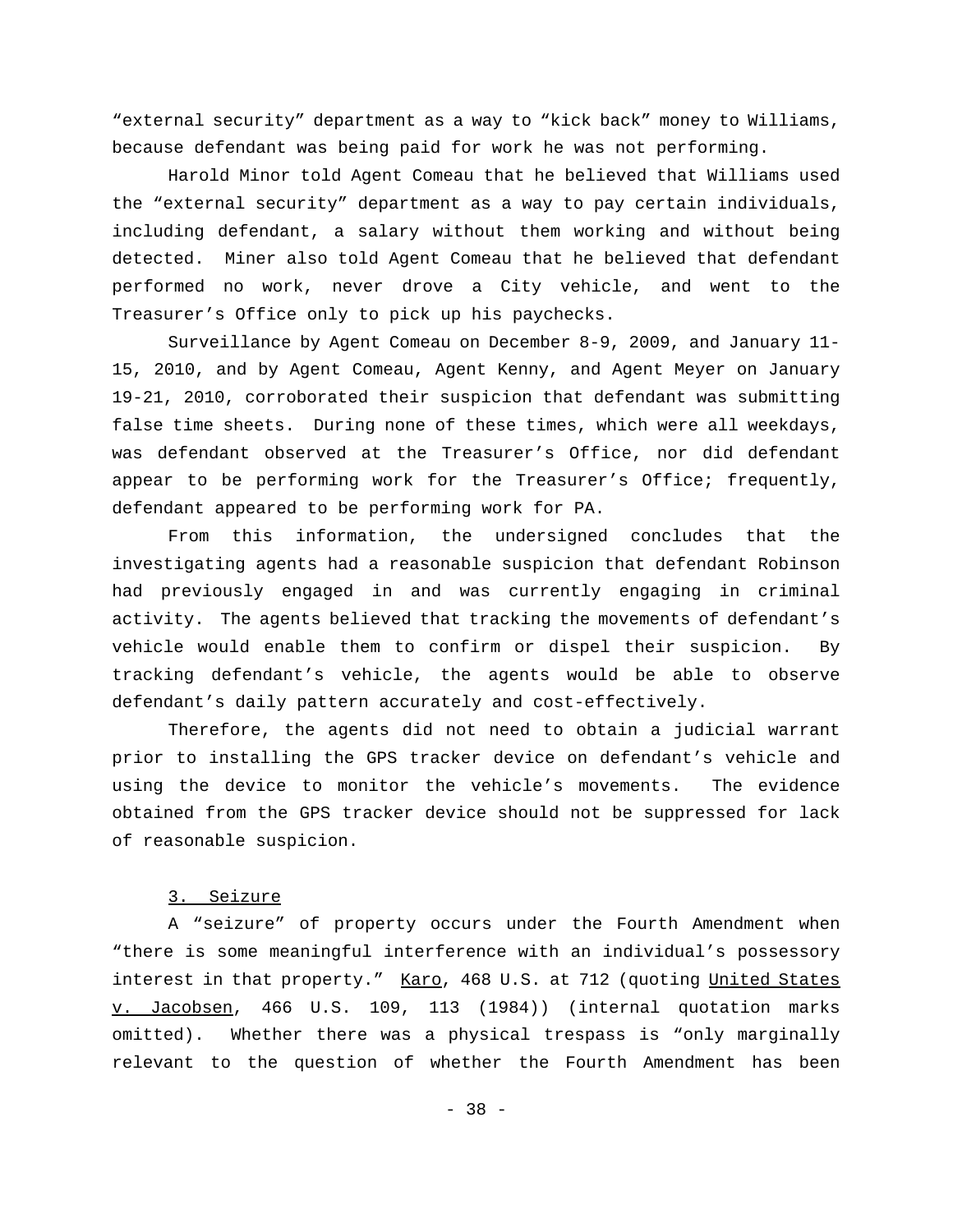"external security" department as a way to "kick back" money to Williams, because defendant was being paid for work he was not performing.

Harold Minor told Agent Comeau that he believed that Williams used the "external security" department as a way to pay certain individuals, including defendant, a salary without them working and without being detected. Miner also told Agent Comeau that he believed that defendant performed no work, never drove a City vehicle, and went to the Treasurer's Office only to pick up his paychecks.

Surveillance by Agent Comeau on December 8-9, 2009, and January 11-15, 2010, and by Agent Comeau, Agent Kenny, and Agent Meyer on January 19-21, 2010, corroborated their suspicion that defendant was submitting false time sheets. During none of these times, which were all weekdays, was defendant observed at the Treasurer's Office, nor did defendant appear to be performing work for the Treasurer's Office; frequently, defendant appeared to be performing work for PA.

From this information, the undersigned concludes that the investigating agents had a reasonable suspicion that defendant Robinson had previously engaged in and was currently engaging in criminal activity. The agents believed that tracking the movements of defendant's vehicle would enable them to confirm or dispel their suspicion. By tracking defendant's vehicle, the agents would be able to observe defendant's daily pattern accurately and cost-effectively.

Therefore, the agents did not need to obtain a judicial warrant prior to installing the GPS tracker device on defendant's vehicle and using the device to monitor the vehicle's movements. The evidence obtained from the GPS tracker device should not be suppressed for lack of reasonable suspicion.

3. Seizure

A "seizure" of property occurs under the Fourth Amendment when "there is some meaningful interference with an individual's possessory interest in that property." Karo, 468 U.S. at 712 (quoting United States v. Jacobsen, 466 U.S. 109, 113 (1984)) (internal quotation marks omitted). Whether there was a physical trespass is "only marginally relevant to the question of whether the Fourth Amendment has been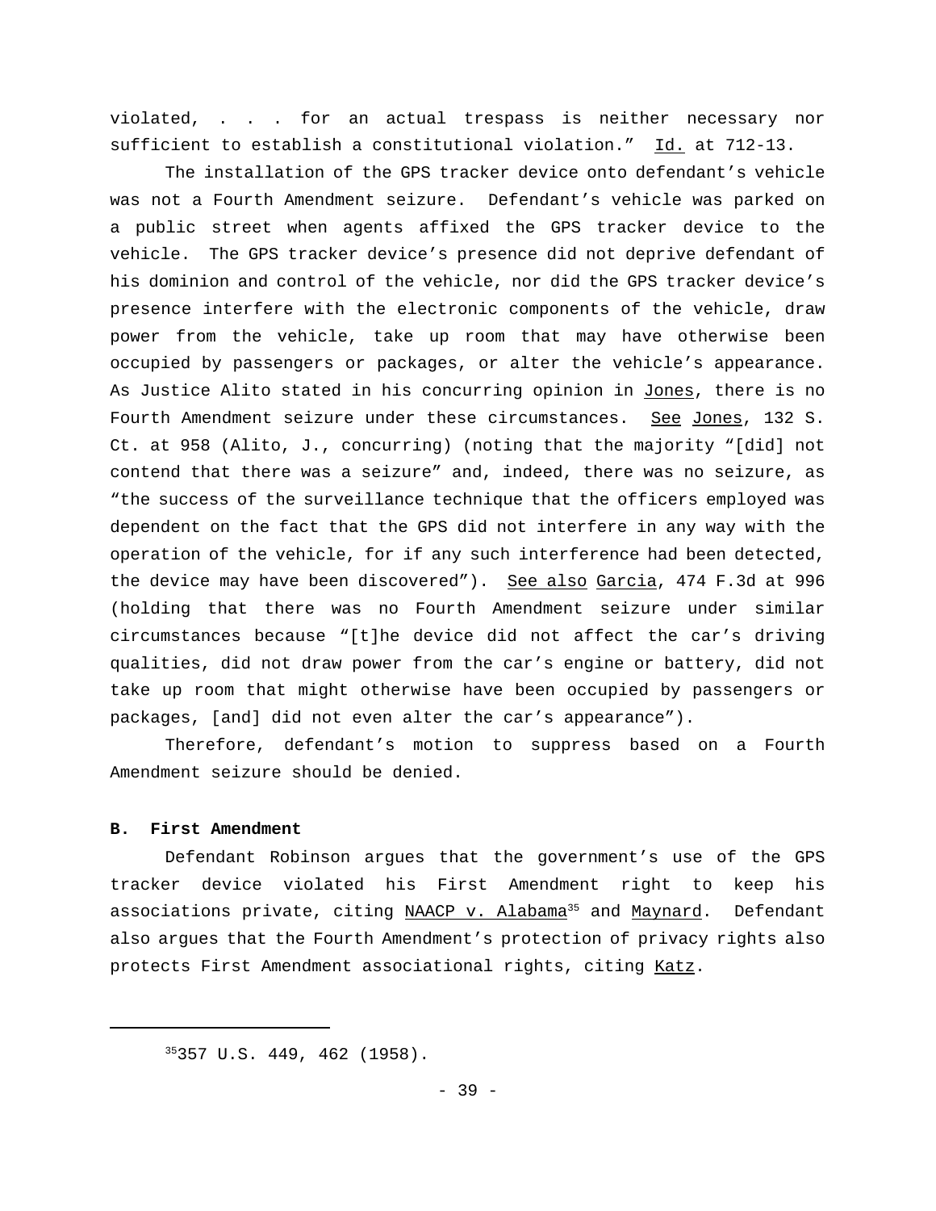violated, . . . for an actual trespass is neither necessary nor sufficient to establish a constitutional violation." Id. at 712-13.

The installation of the GPS tracker device onto defendant's vehicle was not a Fourth Amendment seizure. Defendant's vehicle was parked on a public street when agents affixed the GPS tracker device to the vehicle. The GPS tracker device's presence did not deprive defendant of his dominion and control of the vehicle, nor did the GPS tracker device's presence interfere with the electronic components of the vehicle, draw power from the vehicle, take up room that may have otherwise been occupied by passengers or packages, or alter the vehicle's appearance. As Justice Alito stated in his concurring opinion in Jones, there is no Fourth Amendment seizure under these circumstances. See Jones, 132 S. Ct. at 958 (Alito, J., concurring) (noting that the majority "[did] not contend that there was a seizure" and, indeed, there was no seizure, as "the success of the surveillance technique that the officers employed was dependent on the fact that the GPS did not interfere in any way with the operation of the vehicle, for if any such interference had been detected, the device may have been discovered"). See also Garcia, 474 F.3d at 996 (holding that there was no Fourth Amendment seizure under similar circumstances because "[t]he device did not affect the car's driving qualities, did not draw power from the car's engine or battery, did not take up room that might otherwise have been occupied by passengers or packages, [and] did not even alter the car's appearance").

Therefore, defendant's motion to suppress based on a Fourth Amendment seizure should be denied.

**B. First Amendment**

Defendant Robinson argues that the government's use of the GPS tracker device violated his First Amendment right to keep his associations private, citing NAACP v. Alabama[35] and Maynard. Defendant also argues that the Fourth Amendment's protection of privacy rights also protects First Amendment associational rights, citing Katz.

---

[35] 357 U.S. 449, 462 (1958).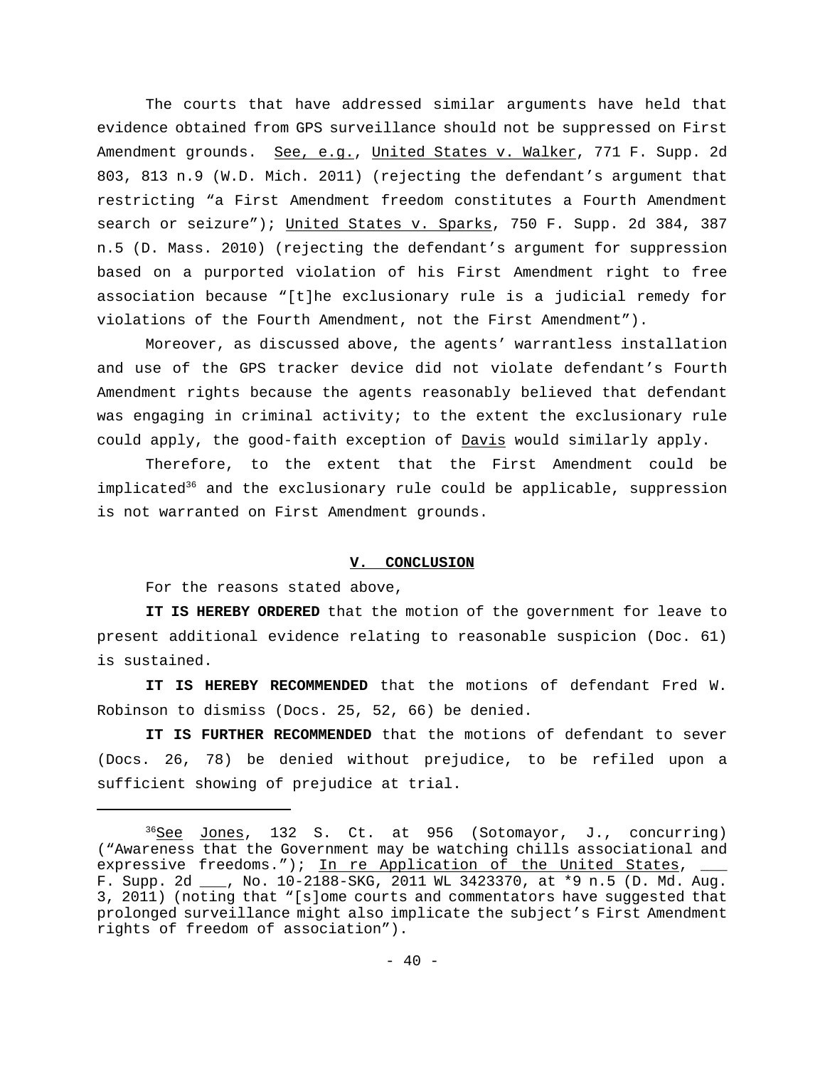The courts that have addressed similar arguments have held that evidence obtained from GPS surveillance should not be suppressed on First Amendment grounds. See, e.g., United States v. Walker, 771 F. Supp. 2d 803, 813 n.9 (W.D. Mich. 2011) (rejecting the defendant's argument that restricting "a First Amendment freedom constitutes a Fourth Amendment search or seizure"); United States v. Sparks, 750 F. Supp. 2d 384, 387 n.5 (D. Mass. 2010) (rejecting the defendant's argument for suppression based on a purported violation of his First Amendment right to free association because "[t]he exclusionary rule is a judicial remedy for violations of the Fourth Amendment, not the First Amendment").

Moreover, as discussed above, the agents' warrantless installation and use of the GPS tracker device did not violate defendant's Fourth Amendment rights because the agents reasonably believed that defendant was engaging in criminal activity; to the extent the exclusionary rule could apply, the good-faith exception of Davis would similarly apply.

Therefore, to the extent that the First Amendment could be implicated[36] and the exclusionary rule could be applicable, suppression is not warranted on First Amendment grounds.

## V. CONCLUSION

For the reasons stated above,

**IT IS HEREBY ORDERED** that the motion of the government for leave to present additional evidence relating to reasonable suspicion (Doc. 61) is sustained.

**IT IS HEREBY RECOMMENDED** that the motions of defendant Fred W. Robinson to dismiss (Docs. 25, 52, 66) be denied.

**IT IS FURTHER RECOMMENDED** that the motions of defendant to sever (Docs. 26, 78) be denied without prejudice, to be refiled upon a sufficient showing of prejudice at trial.

---

[36] See Jones, 132 S. Ct. at 956 (Sotomayor, J., concurring) ("Awareness that the Government may be watching chills associational and expressive freedoms."); In re Application of the United States, ___ F. Supp. 2d ___, No. 10-2188-SKG, 2011 WL 3423370, at *9 n.5 (D. Md. Aug. 3, 2011) (noting that "[s]ome courts and commentators have suggested that prolonged surveillance might also implicate the subject's First Amendment rights of freedom of association").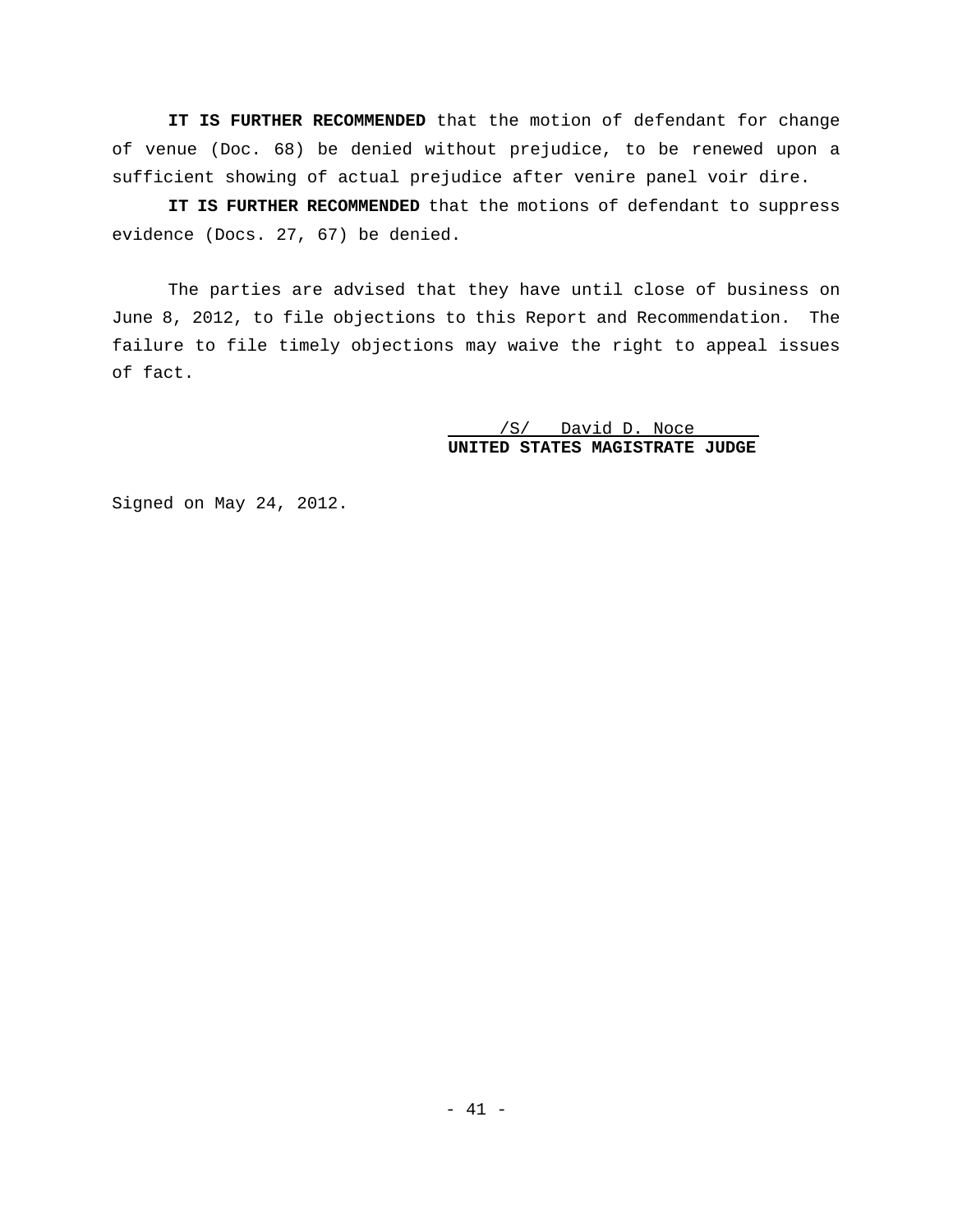**IT IS FURTHER RECOMMENDED** that the motion of defendant for change of venue (Doc. 68) be denied without prejudice, to be renewed upon a sufficient showing of actual prejudice after venire panel voir dire.

**IT IS FURTHER RECOMMENDED** that the motions of defendant to suppress evidence (Docs. 27, 67) be denied.

The parties are advised that they have until close of business on June 8, 2012, to file objections to this Report and Recommendation. The failure to file timely objections may waive the right to appeal issues of fact.

/S/ David D. Noce
**UNITED STATES MAGISTRATE JUDGE**

Signed on May 24, 2012.